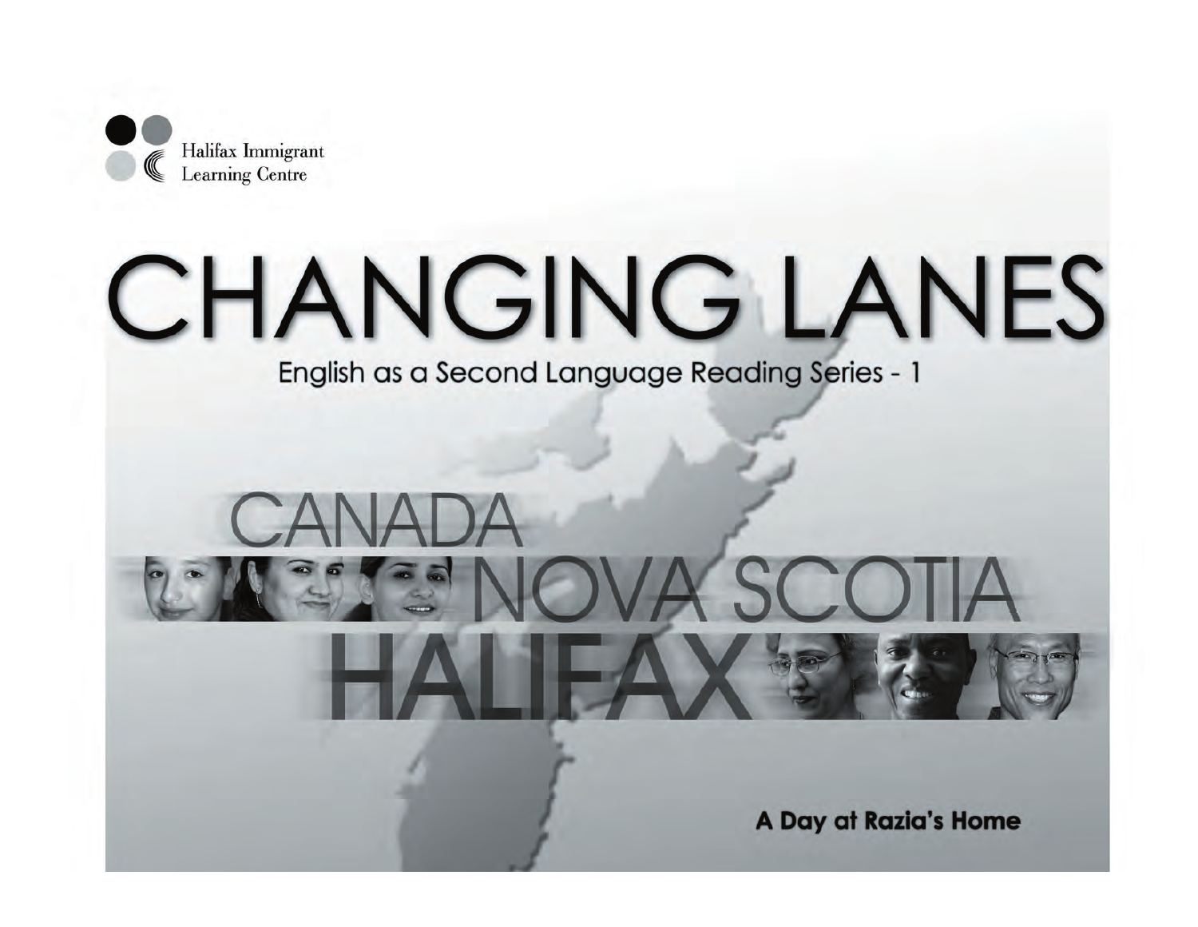Halifax Immigrant Learning Centre

# CHANGING LANES

English as a Second Language Reading Series - 1

CANADA

NOVA SCOTIA

HALIFAX

**A Day at Razia's Home**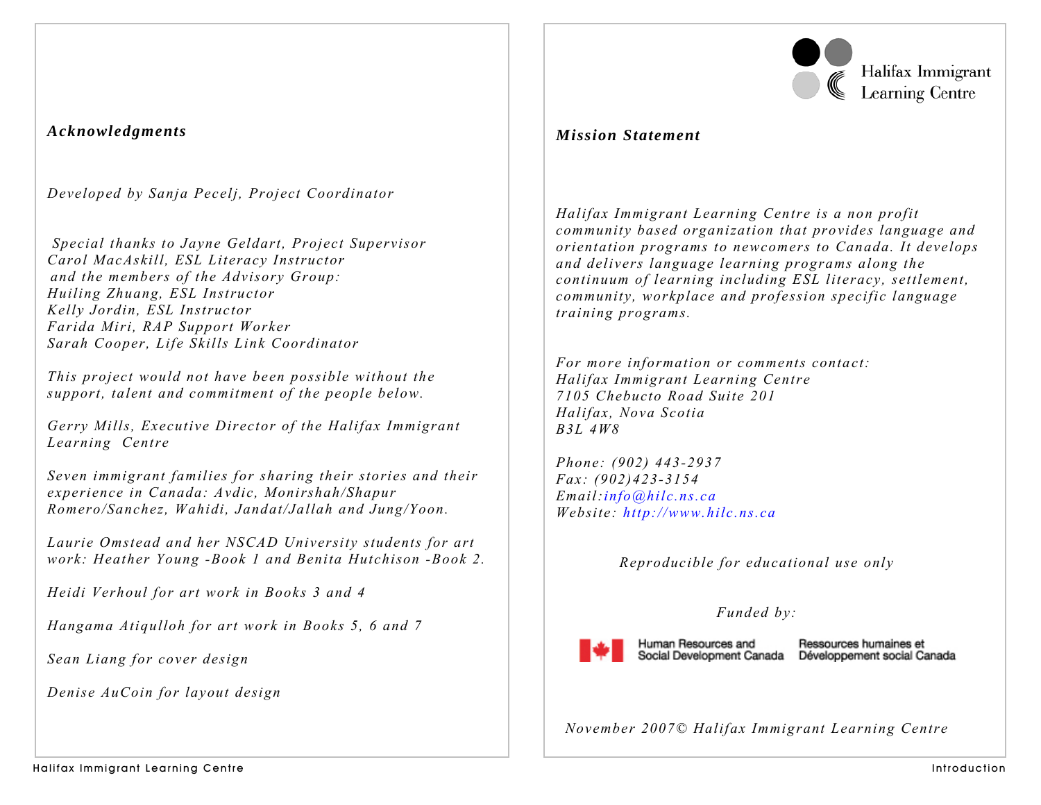## *Acknowledgments*

*Developed by Sanja Pecelj, Project Coordinator*

*Special thanks to Jayne Geldart, Project Supervisor*
*Carol MacAskill, ESL Literacy Instructor*
*and the members of the Advisory Group:*
*Huiling Zhuang, ESL Instructor*
*Kelly Jordin, ESL Instructor*
*Farida Miri, RAP Support Worker*
*Sarah Cooper, Life Skills Link Coordinator*

*This project would not have been possible without the support, talent and commitment of the people below.*

*Gerry Mills, Executive Director of the Halifax Immigrant Learning Centre*

*Seven immigrant families for sharing their stories and their experience in Canada: Avdic, Monirshah/Shapur Romero/Sanchez, Wahidi, Jandat/Jallah and Jung/Yoon.*

*Laurie Omstead and her NSCAD University students for art work: Heather Young -Book 1 and Benita Hutchison -Book 2.*

*Heidi Verhoul for art work in Books 3 and 4*

*Hangama Atiqulloh for art work in Books 5, 6 and 7*

*Sean Liang for cover design*

*Denise AuCoin for layout design*

Halifax Immigrant Learning Centre

## *Mission Statement*

*Halifax Immigrant Learning Centre is a non profit community based organization that provides language and orientation programs to newcomers to Canada. It develops and delivers language learning programs along the continuum of learning including ESL literacy, settlement, community, workplace and profession specific language training programs.*

*For more information or comments contact:*
*Halifax Immigrant Learning Centre*
*7105 Chebucto Road Suite 201*
*Halifax, Nova Scotia*
*B3L 4W8*

*Phone: (902) 443-2937*
*Fax: (902)423-3154*
*Email:info@hilc.ns.ca*
*Website: http://www.hilc.ns.ca*

*Reproducible for educational use only*

*Funded by:*

Human Resources and Social Development Canada | Ressources humaines et Développement social Canada

*November 2007© Halifax Immigrant Learning Centre*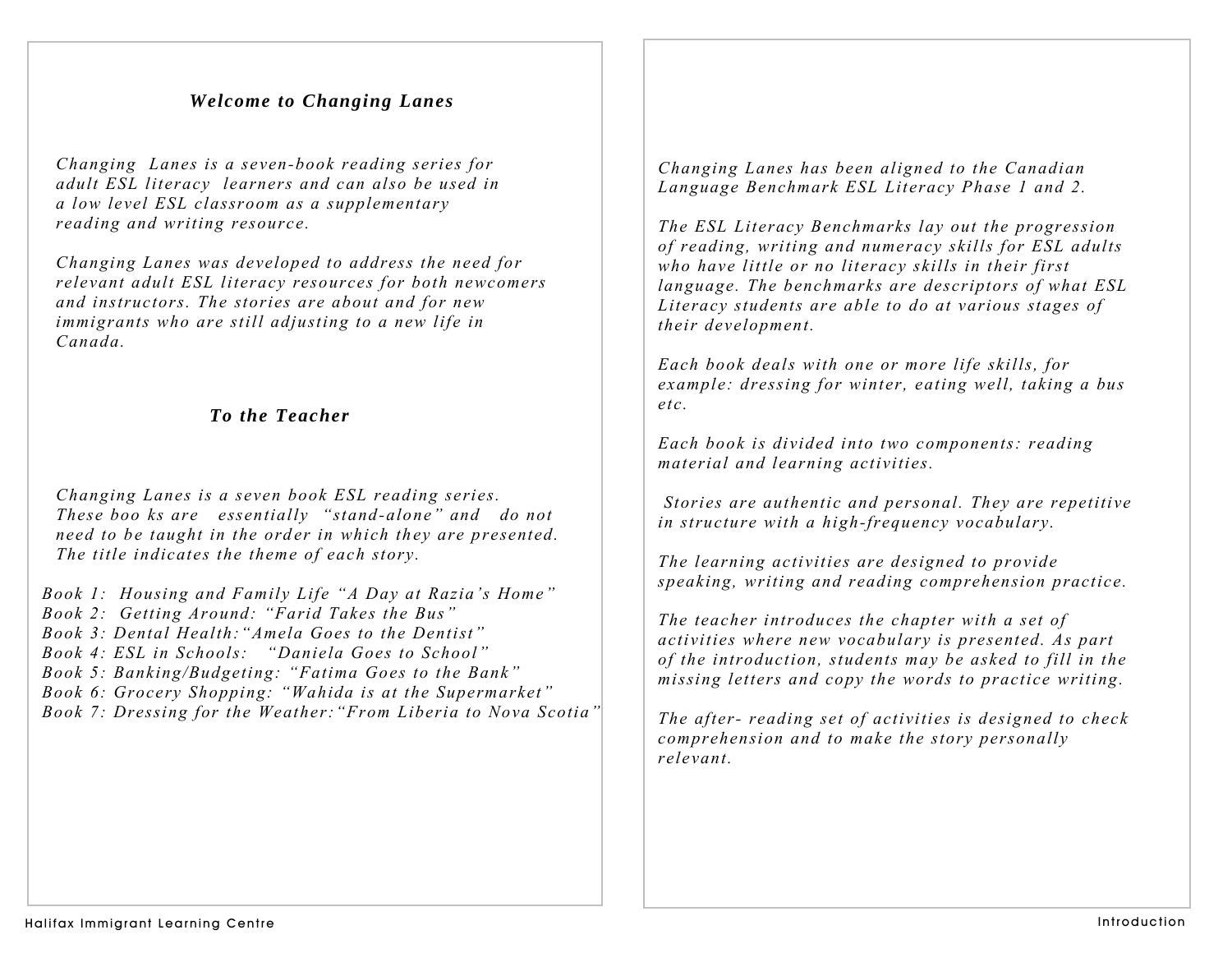## *Welcome to Changing Lanes*

*Changing Lanes is a seven-book reading series for adult ESL literacy learners and can also be used in a low level ESL classroom as a supplementary reading and writing resource.*

*Changing Lanes was developed to address the need for relevant adult ESL literacy resources for both newcomers and instructors. The stories are about and for new immigrants who are still adjusting to a new life in Canada.*

## *To the Teacher*

*Changing Lanes is a seven book ESL reading series. These boo ks are essentially "stand-alone" and do not need to be taught in the order in which they are presented. The title indicates the theme of each story.*

*Book 1: Housing and Family Life "A Day at Razia's Home"*
*Book 2: Getting Around: "Farid Takes the Bus"*
*Book 3: Dental Health: "Amela Goes to the Dentist"*
*Book 4: ESL in Schools: "Daniela Goes to School"*
*Book 5: Banking/Budgeting: "Fatima Goes to the Bank"*
*Book 6: Grocery Shopping: "Wahida is at the Supermarket"*
*Book 7: Dressing for the Weather: "From Liberia to Nova Scotia"*

*Changing Lanes has been aligned to the Canadian Language Benchmark ESL Literacy Phase 1 and 2.*

*The ESL Literacy Benchmarks lay out the progression of reading, writing and numeracy skills for ESL adults who have little or no literacy skills in their first language. The benchmarks are descriptors of what ESL Literacy students are able to do at various stages of their development.*

*Each book deals with one or more life skills, for example: dressing for winter, eating well, taking a bus etc.*

*Each book is divided into two components: reading material and learning activities.*

*Stories are authentic and personal. They are repetitive in structure with a high-frequency vocabulary.*

*The learning activities are designed to provide speaking, writing and reading comprehension practice.*

*The teacher introduces the chapter with a set of activities where new vocabulary is presented. As part of the introduction, students may be asked to fill in the missing letters and copy the words to practice writing.*

*The after- reading set of activities is designed to check comprehension and to make the story personally relevant.*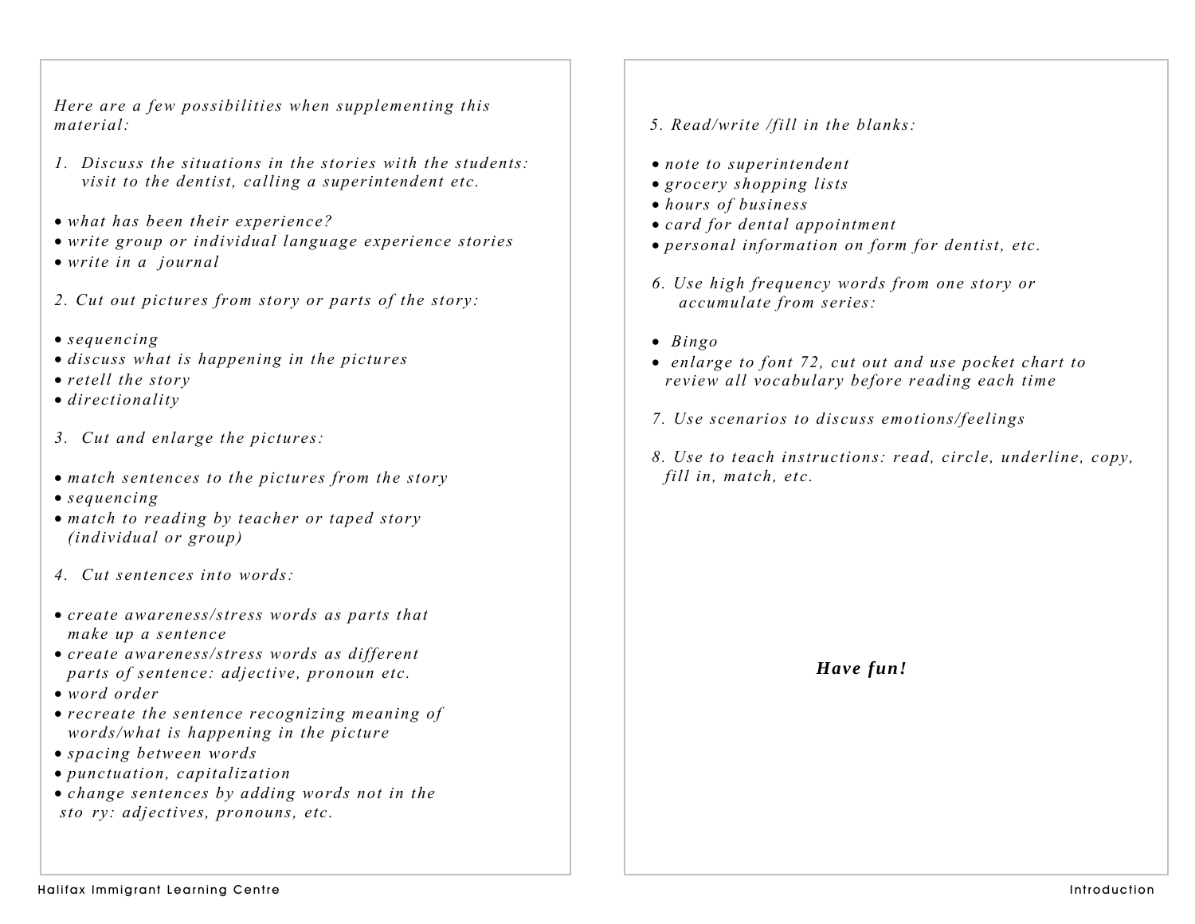*Here are a few possibilities when supplementing this material:*

*1. Discuss the situations in the stories with the students: visit to the dentist, calling a superintendent etc.*

- *what has been their experience?*
- *write group or individual language experience stories*
- *write in a journal*

*2. Cut out pictures from story or parts of the story:*

- *sequencing*
- *discuss what is happening in the pictures*
- *retell the story*
- *directionality*

*3. Cut and enlarge the pictures:*

- *match sentences to the pictures from the story*
- *sequencing*
- *match to reading by teacher or taped story (individual or group)*

*4. Cut sentences into words:*

- *create awareness/stress words as parts that make up a sentence*
- *create awareness/stress words as different parts of sentence: adjective, pronoun etc.*
- *word order*
- *recreate the sentence recognizing meaning of words/what is happening in the picture*
- *spacing between words*
- *punctuation, capitalization*
- *change sentences by adding words not in the story: adjectives, pronouns, etc.*

*5. Read/write /fill in the blanks:*

- *note to superintendent*
- *grocery shopping lists*
- *hours of business*
- *card for dental appointment*
- *personal information on form for dentist, etc.*

*6. Use high frequency words from one story or accumulate from series:*

- *Bingo*
- *enlarge to font 72, cut out and use pocket chart to review all vocabulary before reading each time*

*7. Use scenarios to discuss emotions/feelings*

*8. Use to teach instructions: read, circle, underline, copy, fill in, match, etc.*

***Have fun!***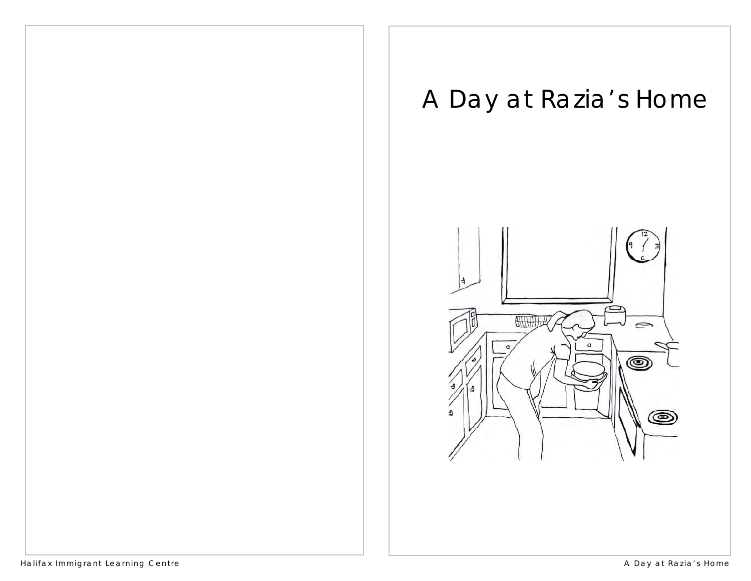# A Day at Razia's Home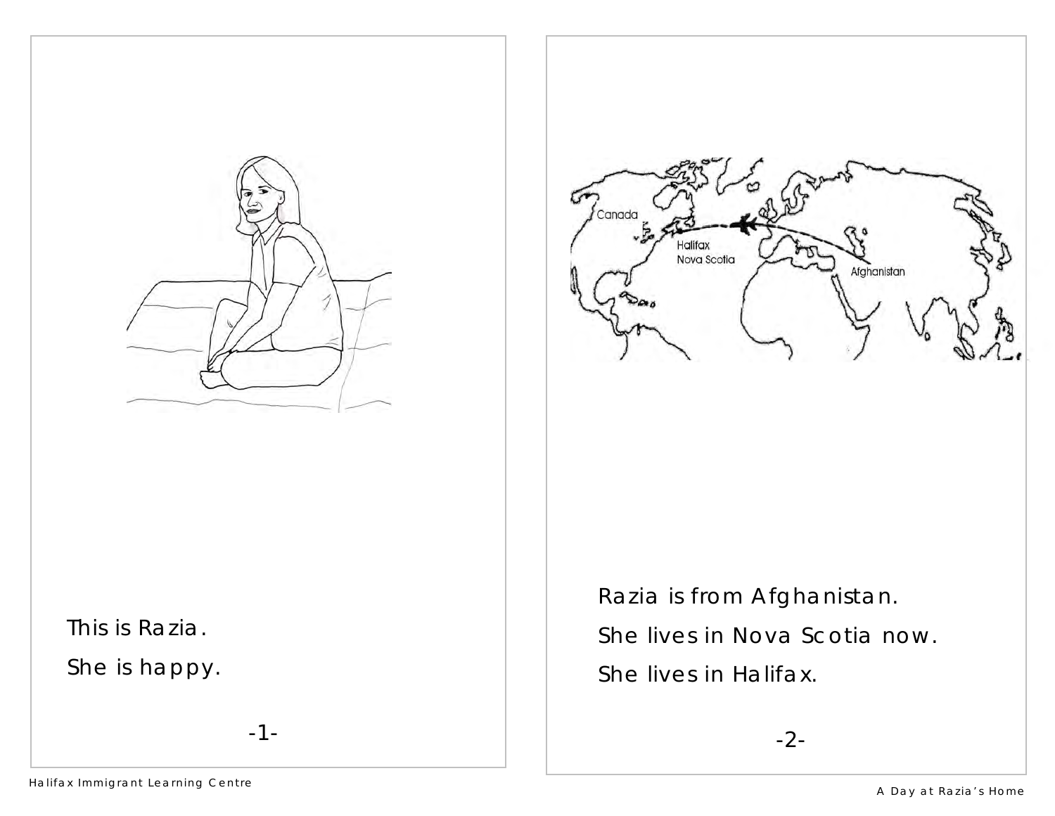This is Razia.

She is happy.

Razia is from Afghanistan.

She lives in Nova Scotia now.

She lives in Halifax.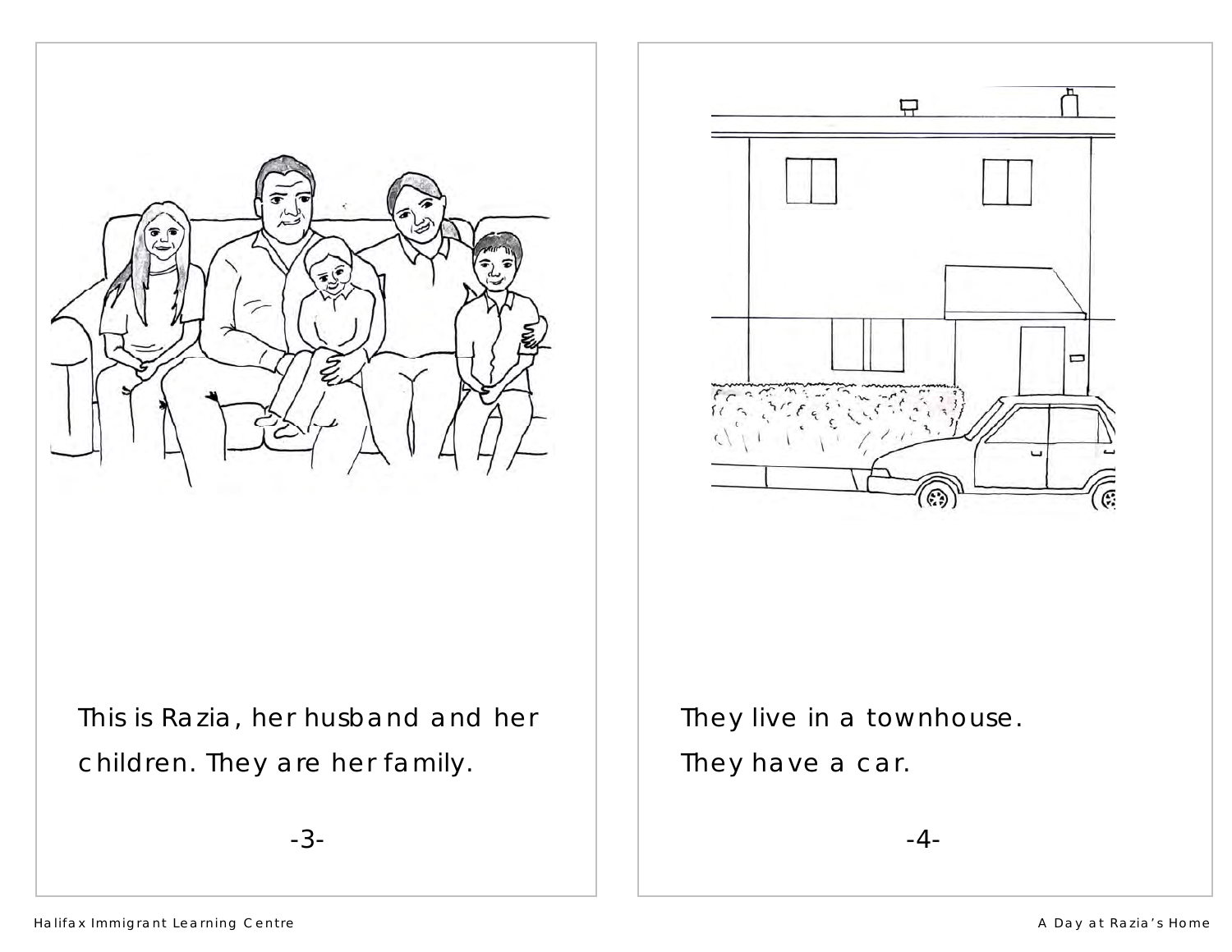This is Razia, her husband and her children. They are her family.

They live in a townhouse.
They have a car.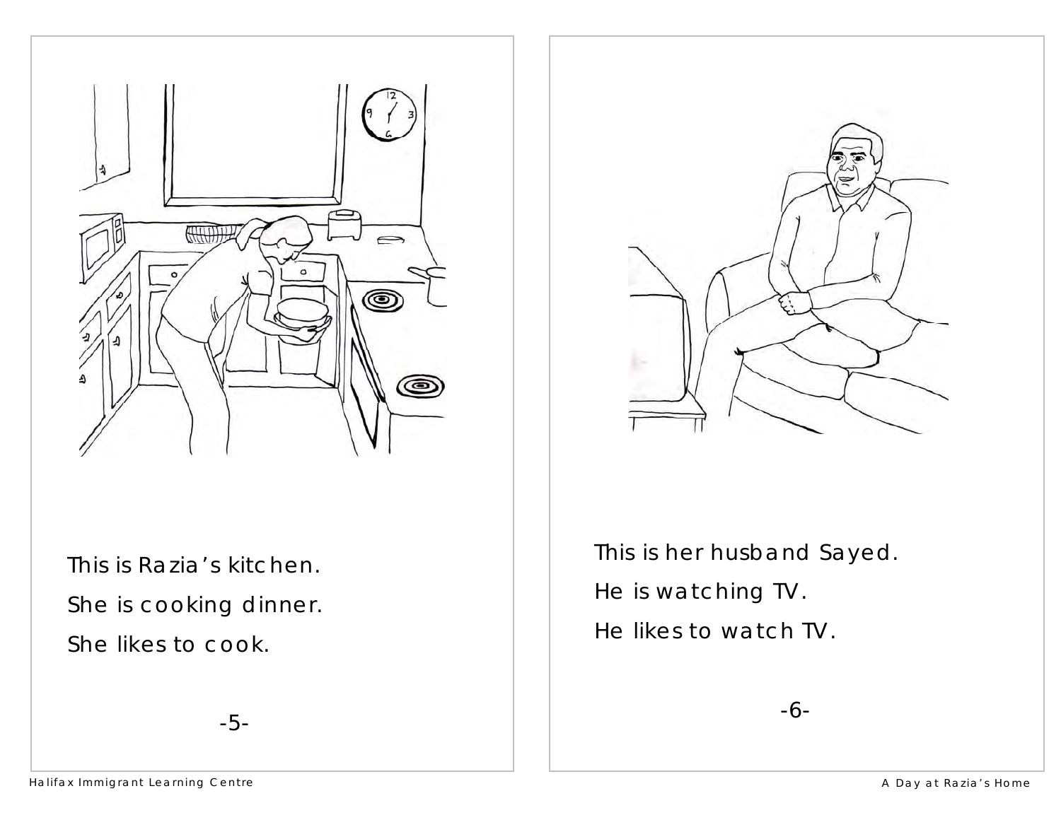This is Razia's kitchen.

She is cooking dinner.

She likes to cook.

This is her husband Sayed.

He is watching TV.

He likes to watch TV.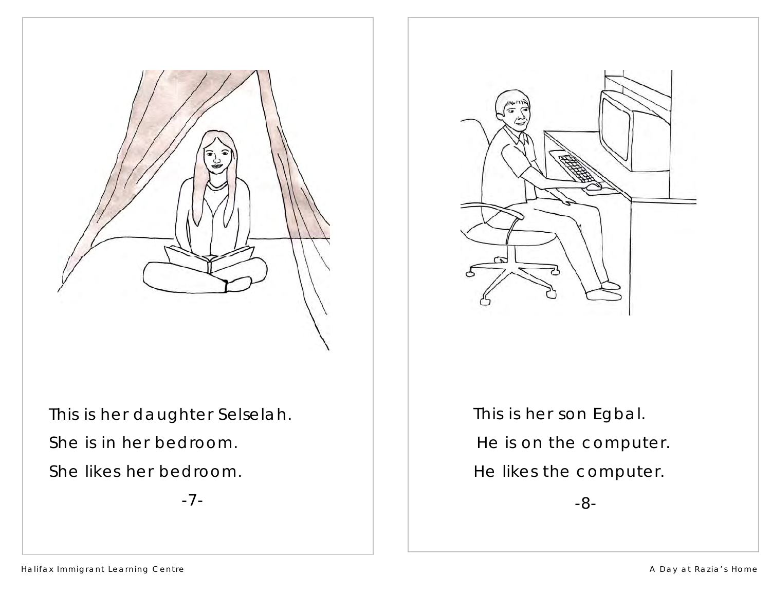This is her daughter Selselah.

She is in her bedroom.

She likes her bedroom.

This is her son Egbal.

He is on the computer.

He likes the computer.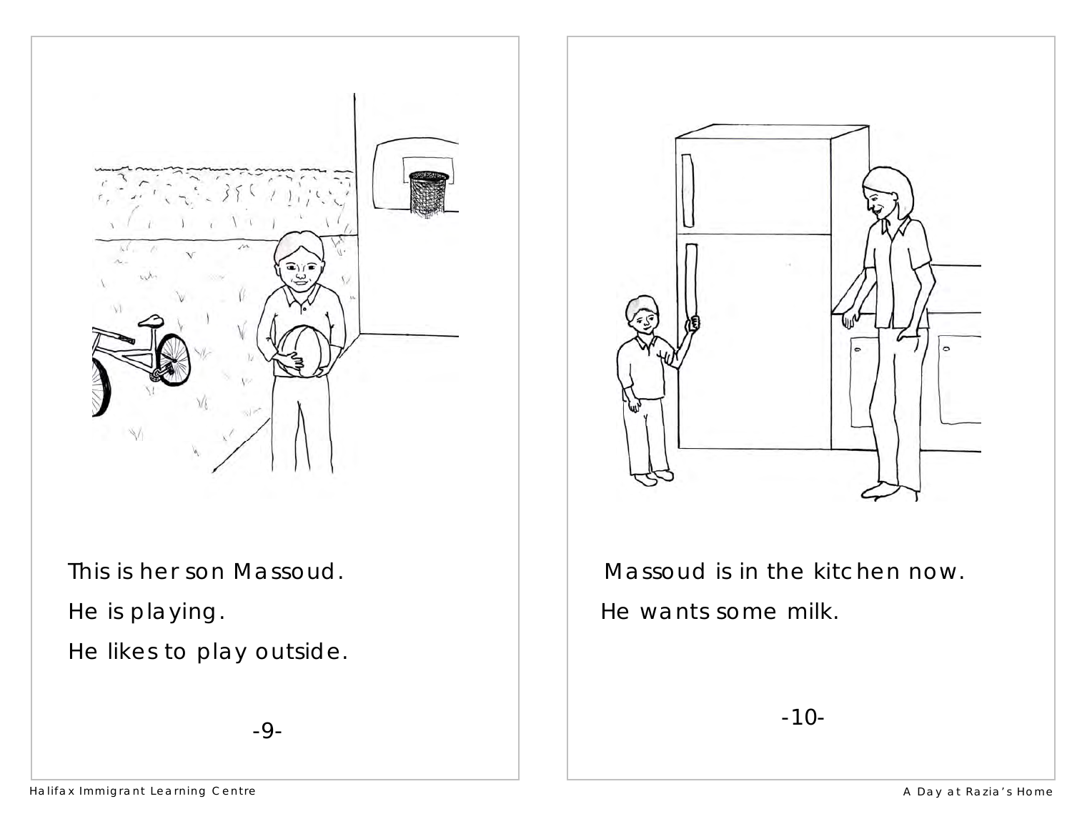This is her son Massoud.

He is playing.

He likes to play outside.

Massoud is in the kitchen now.

He wants some milk.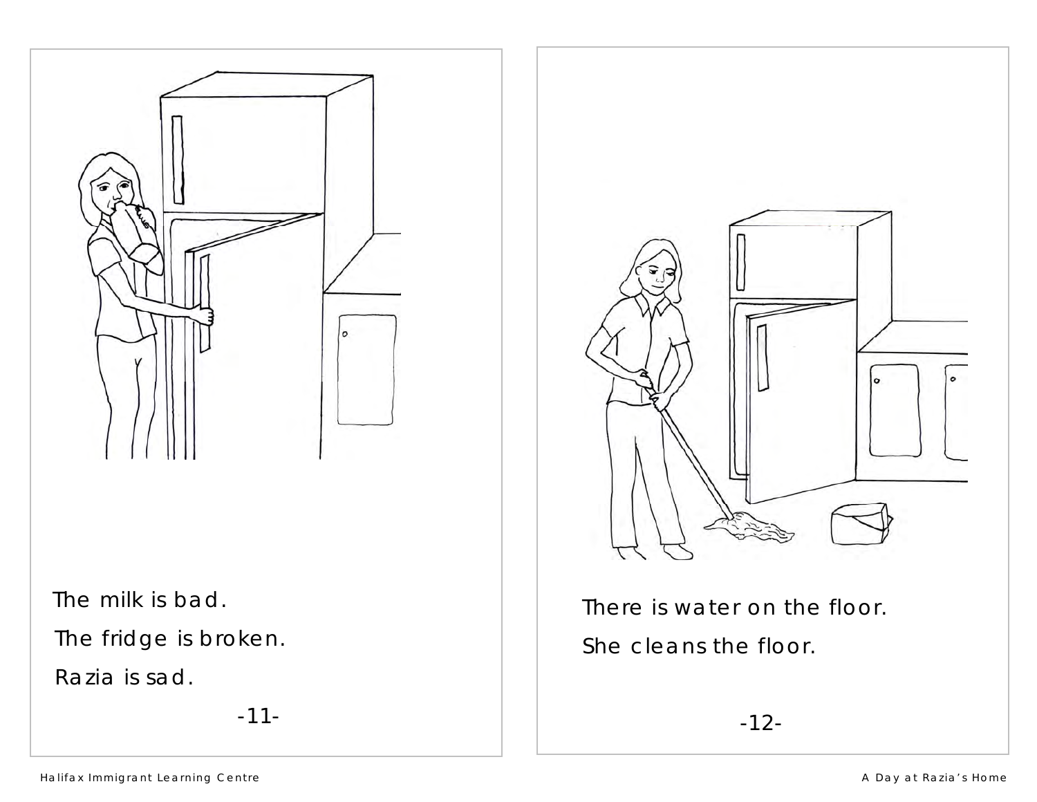The milk is bad.

The fridge is broken.

Razia is sad.

There is water on the floor.

She cleans the floor.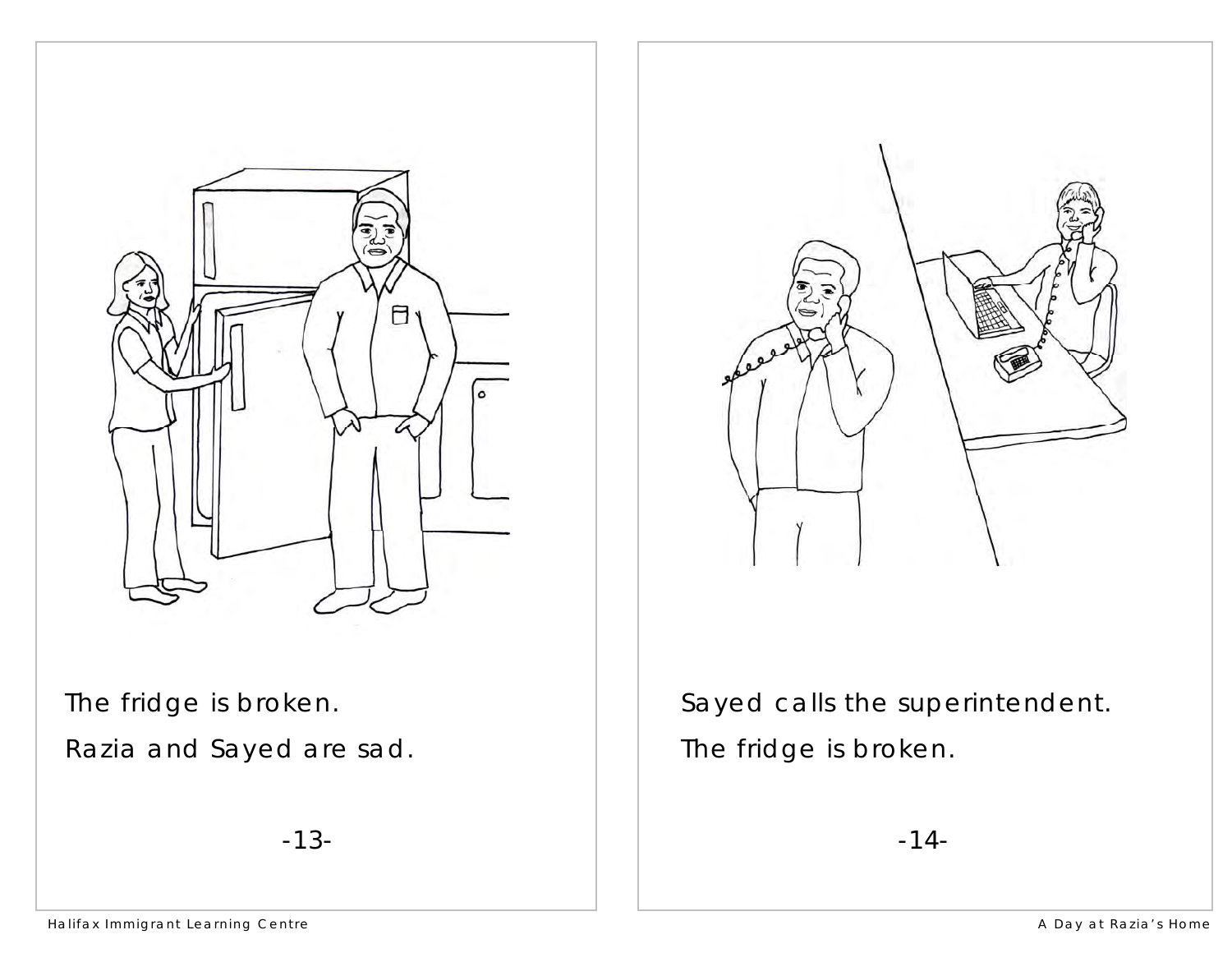The fridge is broken.

Razia and Sayed are sad.

Sayed calls the superintendent.

The fridge is broken.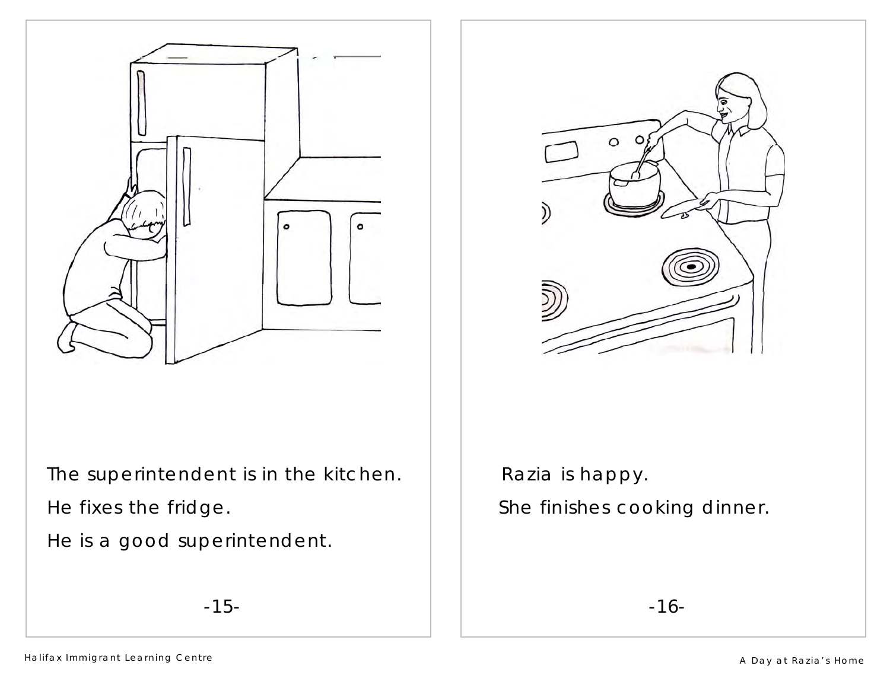The superintendent is in the kitchen.

He fixes the fridge.

He is a good superintendent.

Razia is happy.

She finishes cooking dinner.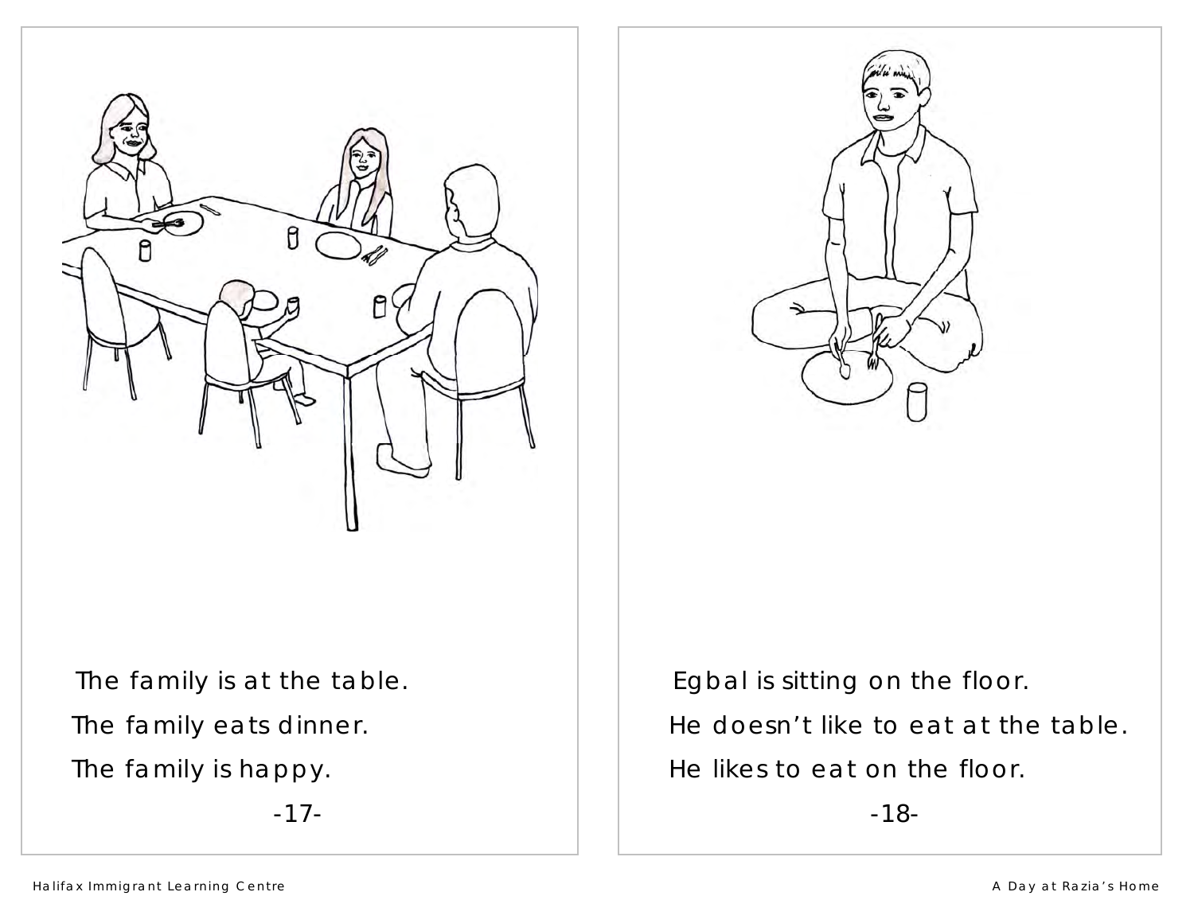The family is at the table.

The family eats dinner.

The family is happy.

Egbal is sitting on the floor.

He doesn't like to eat at the table.

He likes to eat on the floor.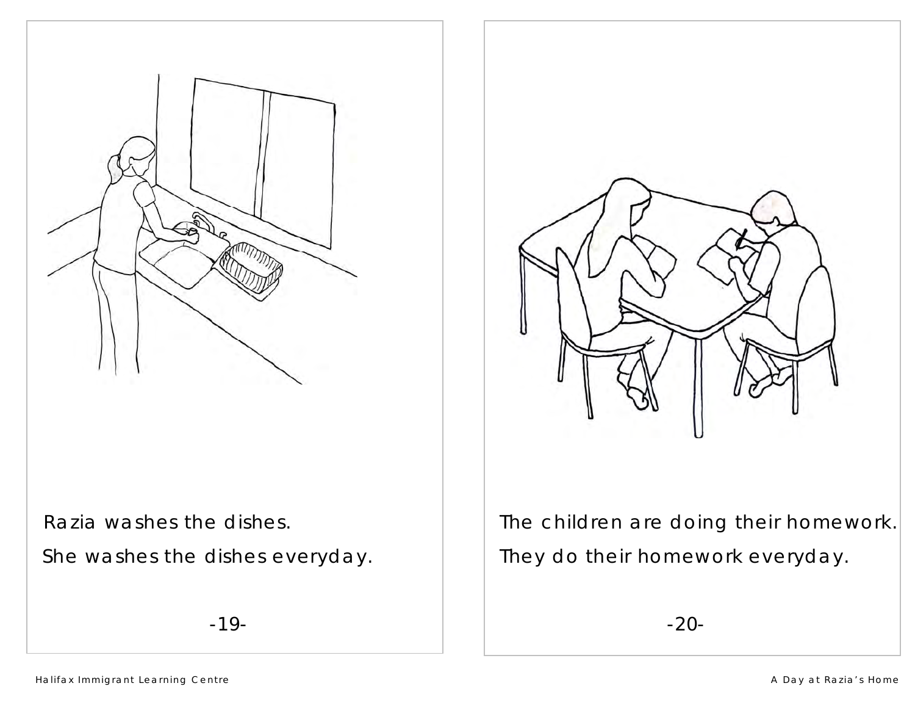Razia washes the dishes.

She washes the dishes everyday.

The children are doing their homework.

They do their homework everyday.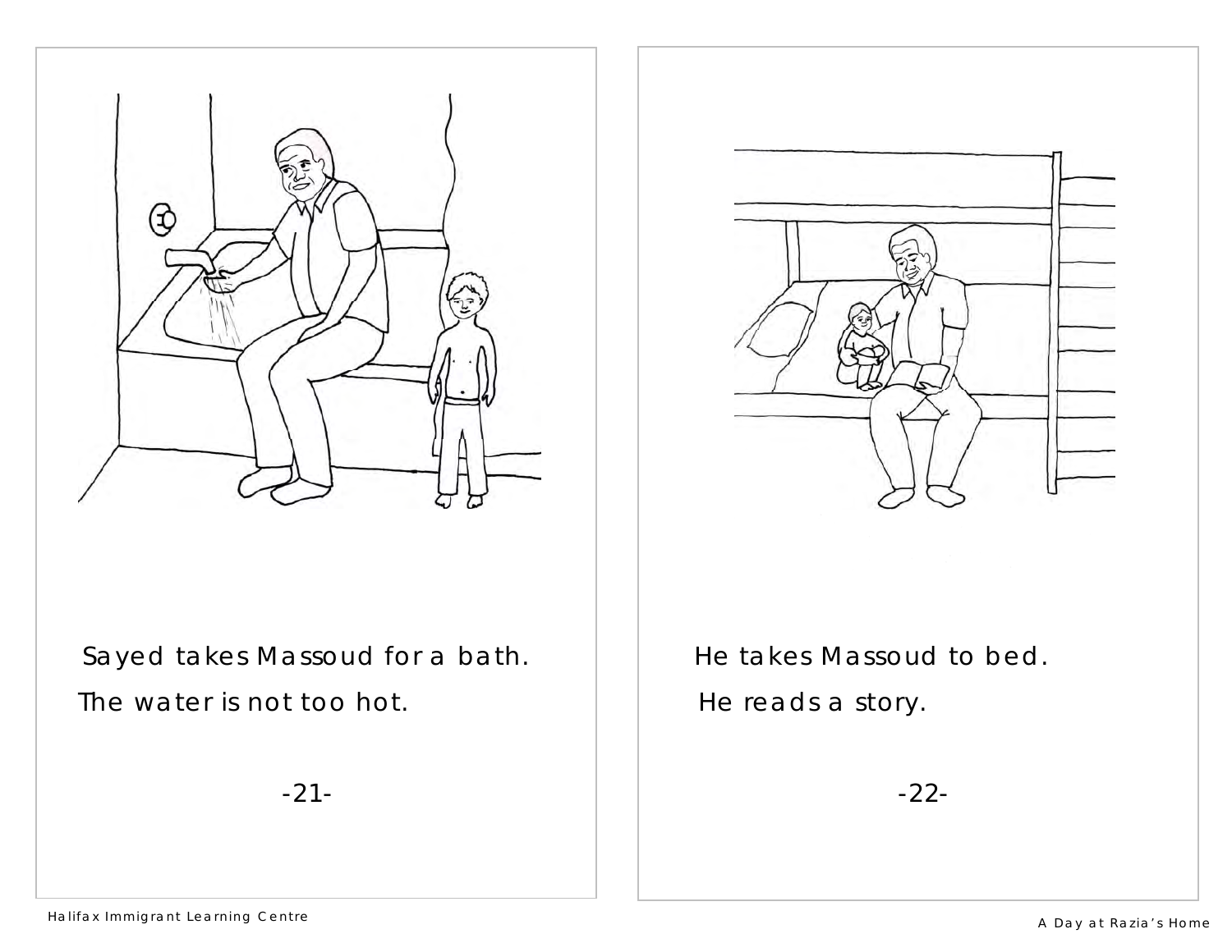Sayed takes Massoud for a bath.

The water is not too hot.

He takes Massoud to bed.

He reads a story.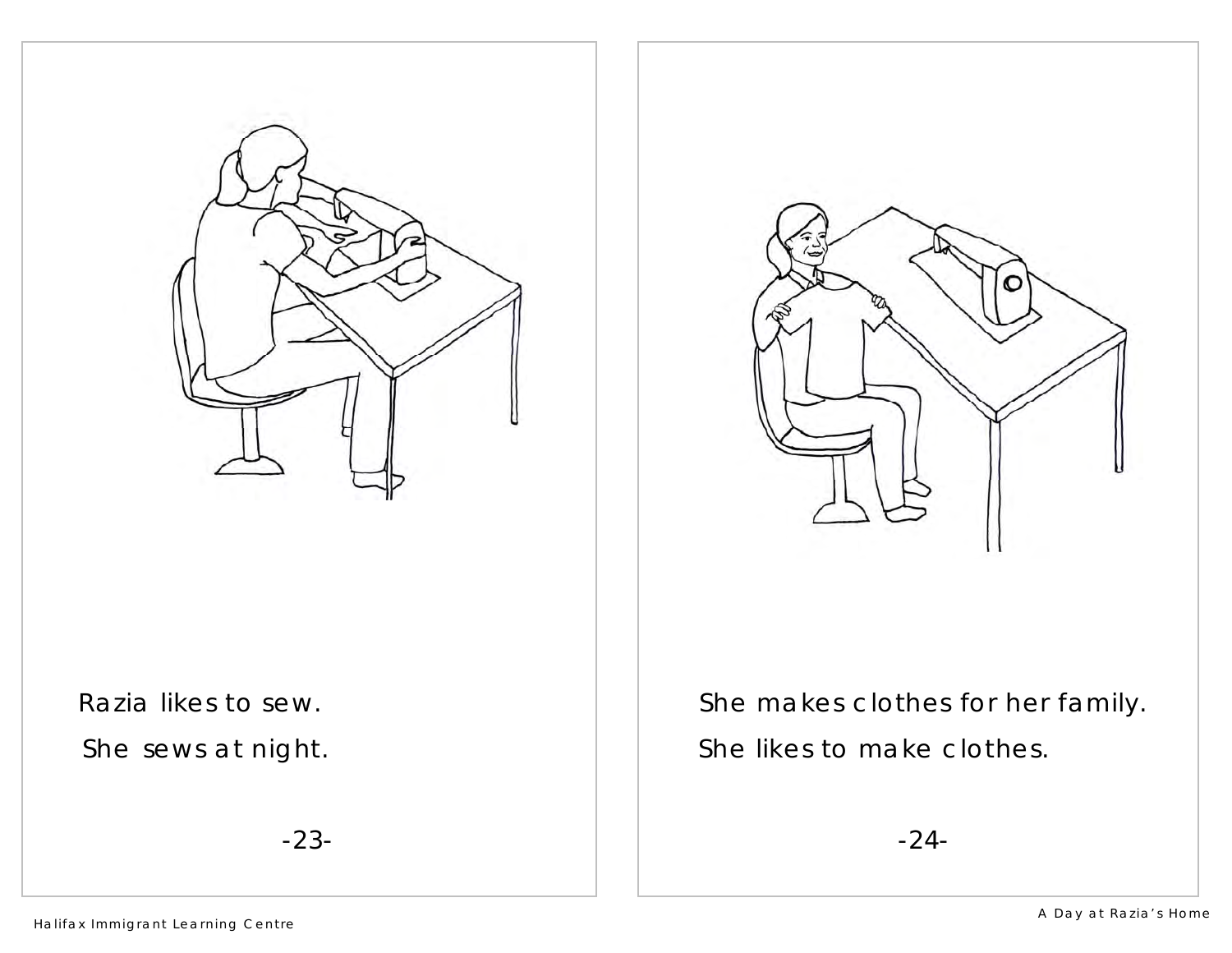Razia likes to sew.

She sews at night.

She makes clothes for her family.

She likes to make clothes.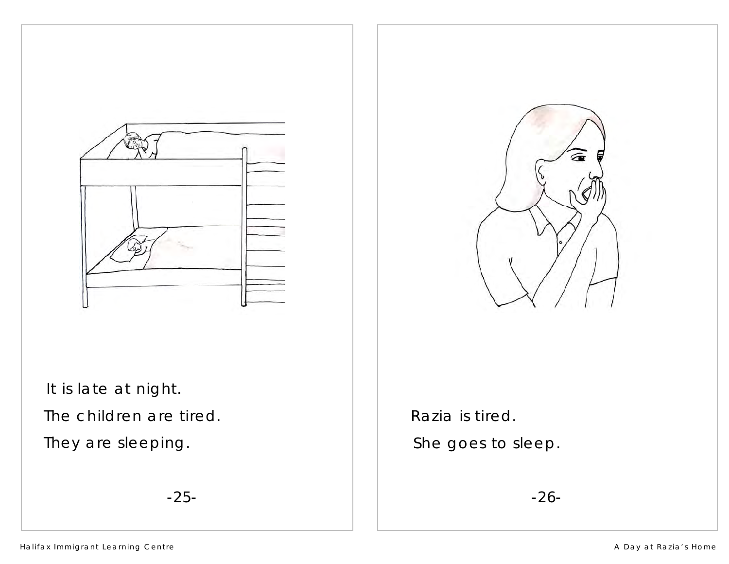It is late at night.

The children are tired.

They are sleeping.

Razia is tired.

She goes to sleep.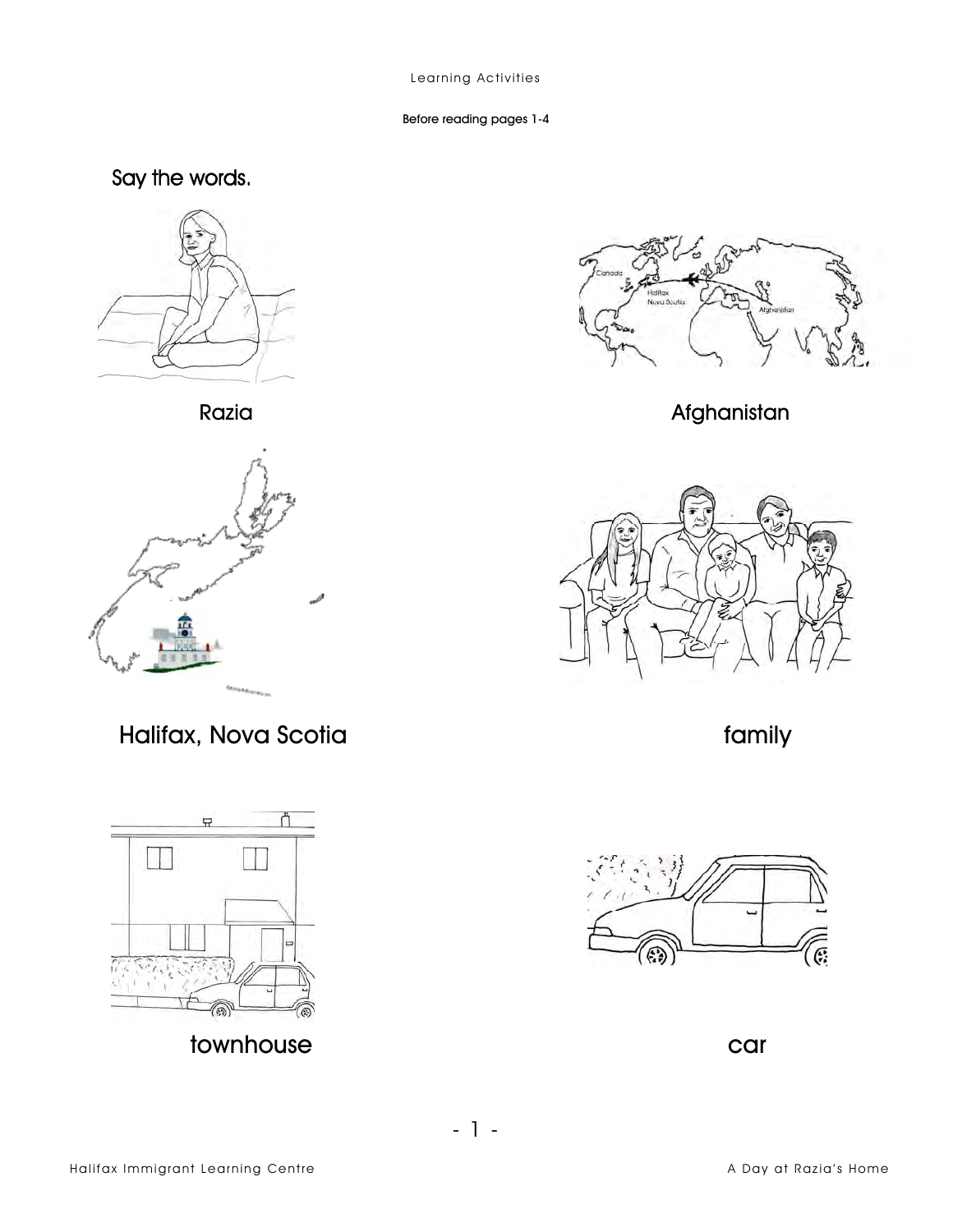Learning Activities

Before reading pages 1-4

## Say the words.

Razia

Afghanistan

Halifax, Nova Scotia

family

townhouse

car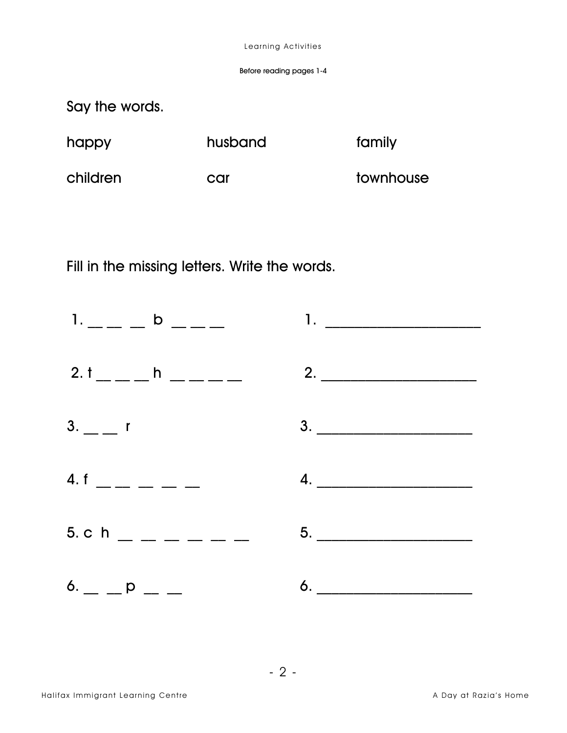Learning Activities

Before reading pages 1-4

Say the words.

| | | |
|---|---|---|
| happy | husband | family |
| children | car | townhouse |

Fill in the missing letters. Write the words.

1. __ __ __ b __ __ __ 1. ____________________

2. t __ __ __ h __ __ __ __ 2. ____________________

3. __ __ r 3. ____________________

4. f __ __ __ __ __ 4. ____________________

5. c h __ __ __ __ __ __ 5. ____________________

6. __ __ p __ __ 6. ____________________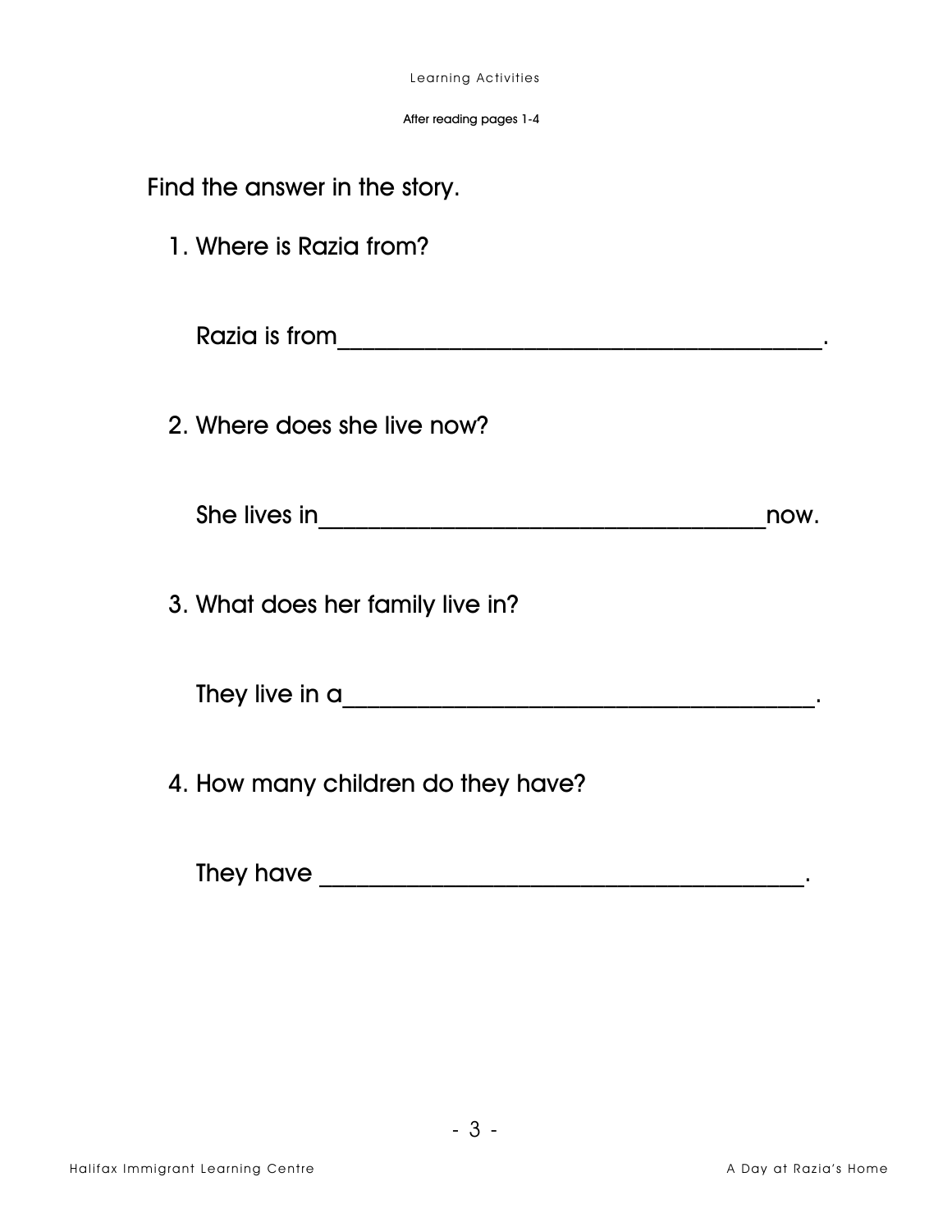Learning Activities

After reading pages 1-4

Find the answer in the story.

1. Where is Razia from?

   Razia is from_________________________________________.

2. Where does she live now?

   She lives in_____________________________________now.

3. What does her family live in?

   They live in a_______________________________________.

4. How many children do they have?

   They have _________________________________________.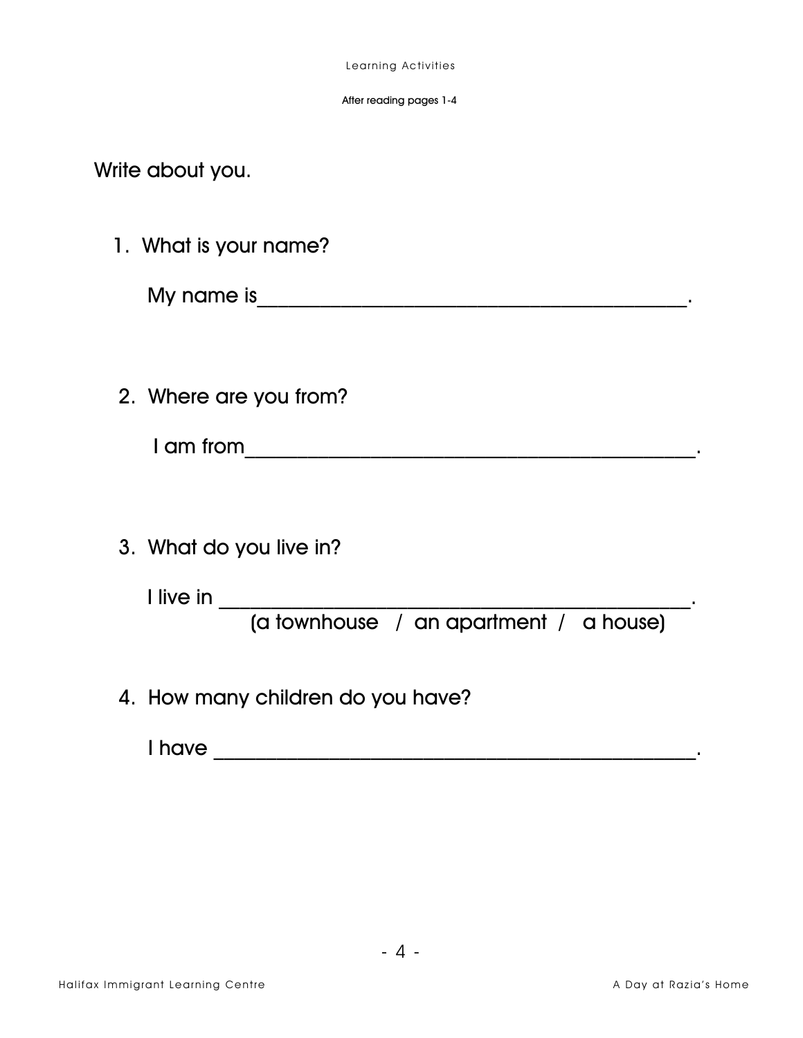Learning Activities

After reading pages 1-4

## Write about you.

1. What is your name?

   My name is\_\_\_\_\_\_\_\_\_\_\_\_\_\_\_\_\_\_\_\_\_\_\_\_\_\_\_\_\_\_\_\_\_\_\_\_\_\_\_\_.

2. Where are you from?

   I am from\_\_\_\_\_\_\_\_\_\_\_\_\_\_\_\_\_\_\_\_\_\_\_\_\_\_\_\_\_\_\_\_\_\_\_\_\_\_\_\_\_\_.

3. What do you live in?

   I live in \_\_\_\_\_\_\_\_\_\_\_\_\_\_\_\_\_\_\_\_\_\_\_\_\_\_\_\_\_\_\_\_\_\_\_\_\_\_\_\_\_\_.
   (a townhouse / an apartment / a house)

4. How many children do you have?

   I have \_\_\_\_\_\_\_\_\_\_\_\_\_\_\_\_\_\_\_\_\_\_\_\_\_\_\_\_\_\_\_\_\_\_\_\_\_\_\_\_\_\_\_.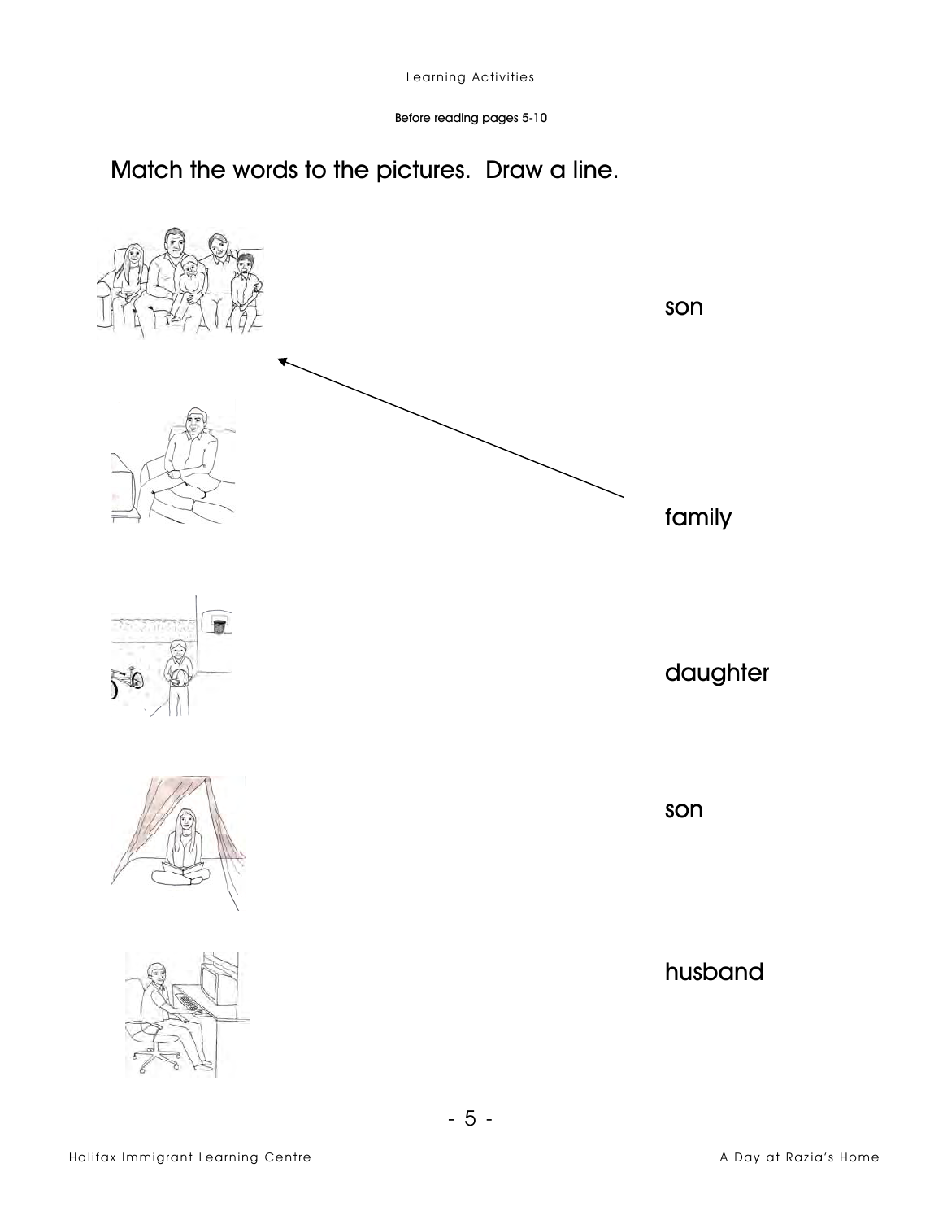Learning Activities

Before reading pages 5-10

## Match the words to the pictures. Draw a line.

son

family

daughter

son

husband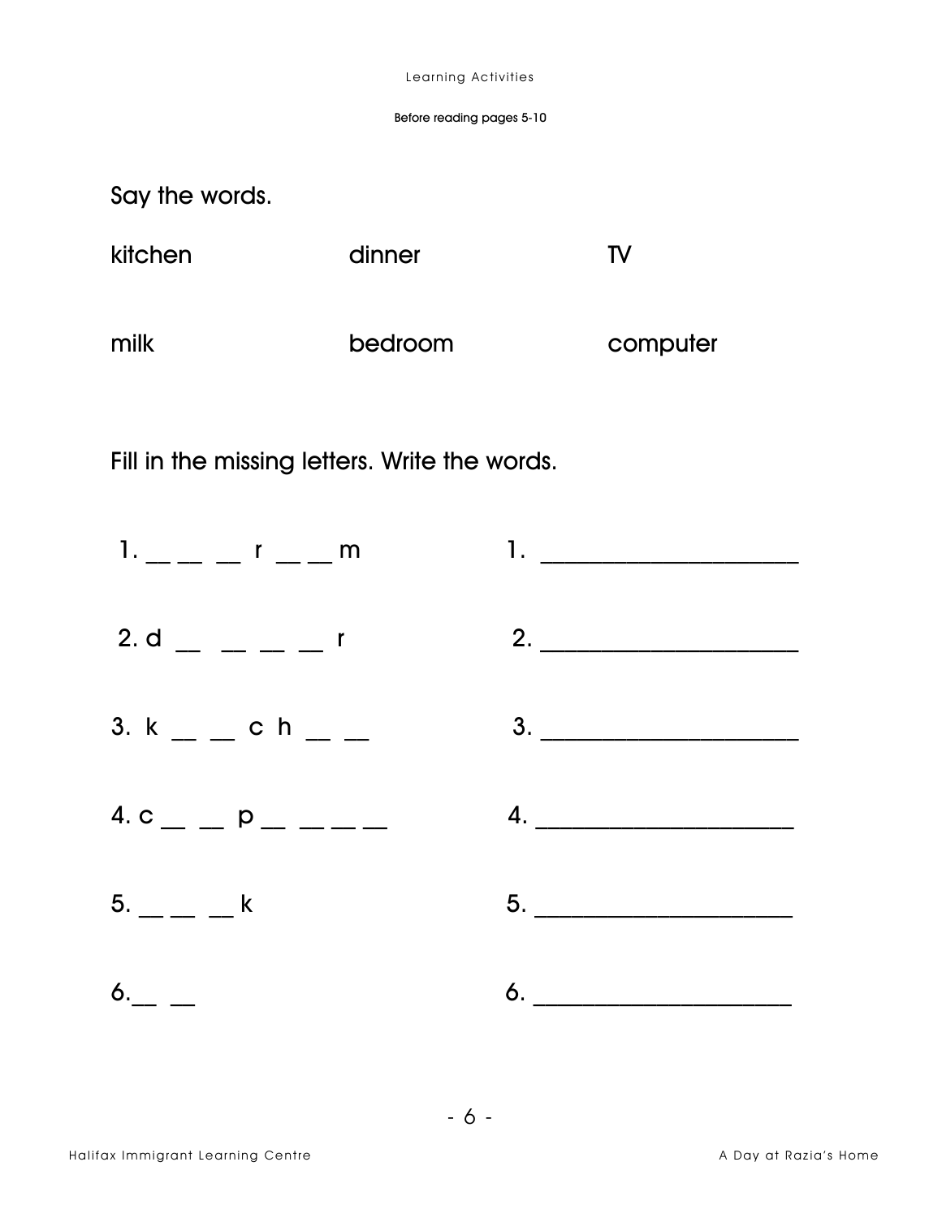Learning Activities

Before reading pages 5-10

Say the words.

| | | |
|---|---|---|
| kitchen | dinner | TV |
| milk | bedroom | computer |

Fill in the missing letters. Write the words.

1. __ __ __ r __ __ m &nbsp;&nbsp;&nbsp;&nbsp; 1. ____________________

2. d __ __ __ __ r &nbsp;&nbsp;&nbsp;&nbsp; 2. ____________________

3. k __ __ c h __ __ &nbsp;&nbsp;&nbsp;&nbsp; 3. ____________________

4. c __ __ p __ __ __ __ &nbsp;&nbsp;&nbsp;&nbsp; 4. ____________________

5. __ __ __ k &nbsp;&nbsp;&nbsp;&nbsp; 5. ____________________

6. __ __ &nbsp;&nbsp;&nbsp;&nbsp; 6. ____________________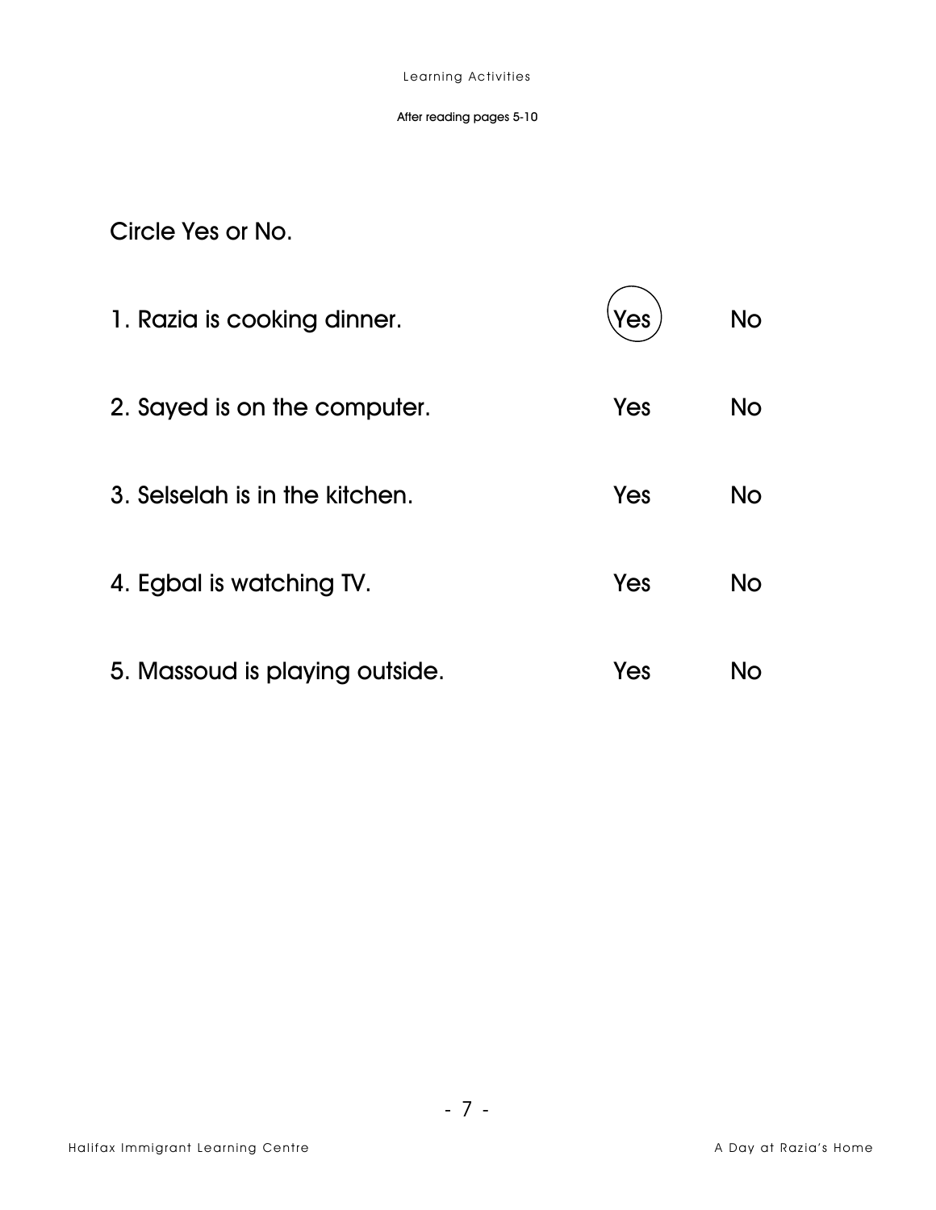After reading pages 5-10

Circle Yes or No.

| | | |
|---|---|---|
| 1. Razia is cooking dinner. | (Yes) | No |
| 2. Sayed is on the computer. | Yes | No |
| 3. Selselah is in the kitchen. | Yes | No |
| 4. Egbal is watching TV. | Yes | No |
| 5. Massoud is playing outside. | Yes | No |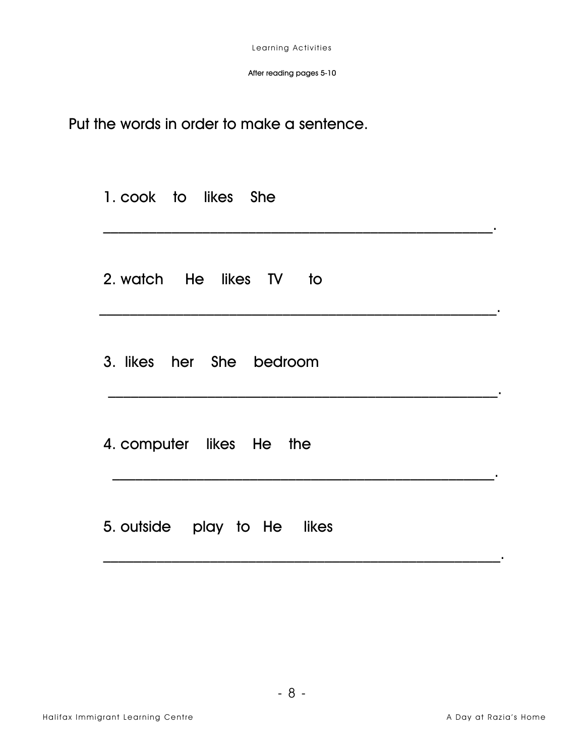Learning Activities

After reading pages 5-10

Put the words in order to make a sentence.

1. cook to likes She

_______________________________________________.

2. watch He likes TV to

_______________________________________________.

3. likes her She bedroom

_______________________________________________.

4. computer likes He the

_______________________________________________.

5. outside play to He likes

_______________________________________________.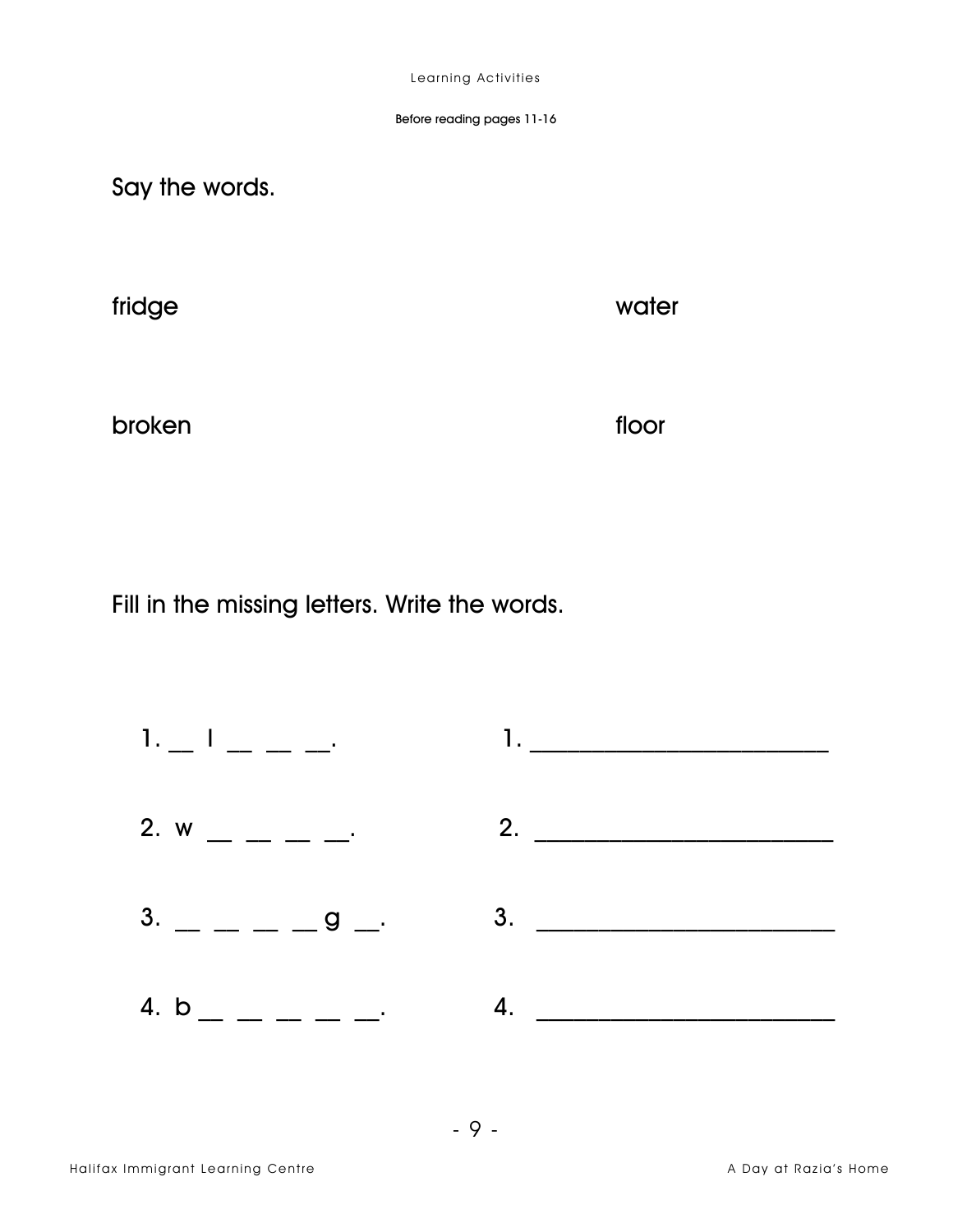Before reading pages 11-16

Say the words.

fridge

water

broken

floor

Fill in the missing letters. Write the words.

1. __ l __ __ __.        1. ________________________

2. w __ __ __ __.        2. ________________________

3. __ __ __ __ g __.        3. ________________________

4. b __ __ __ __ __.        4. ________________________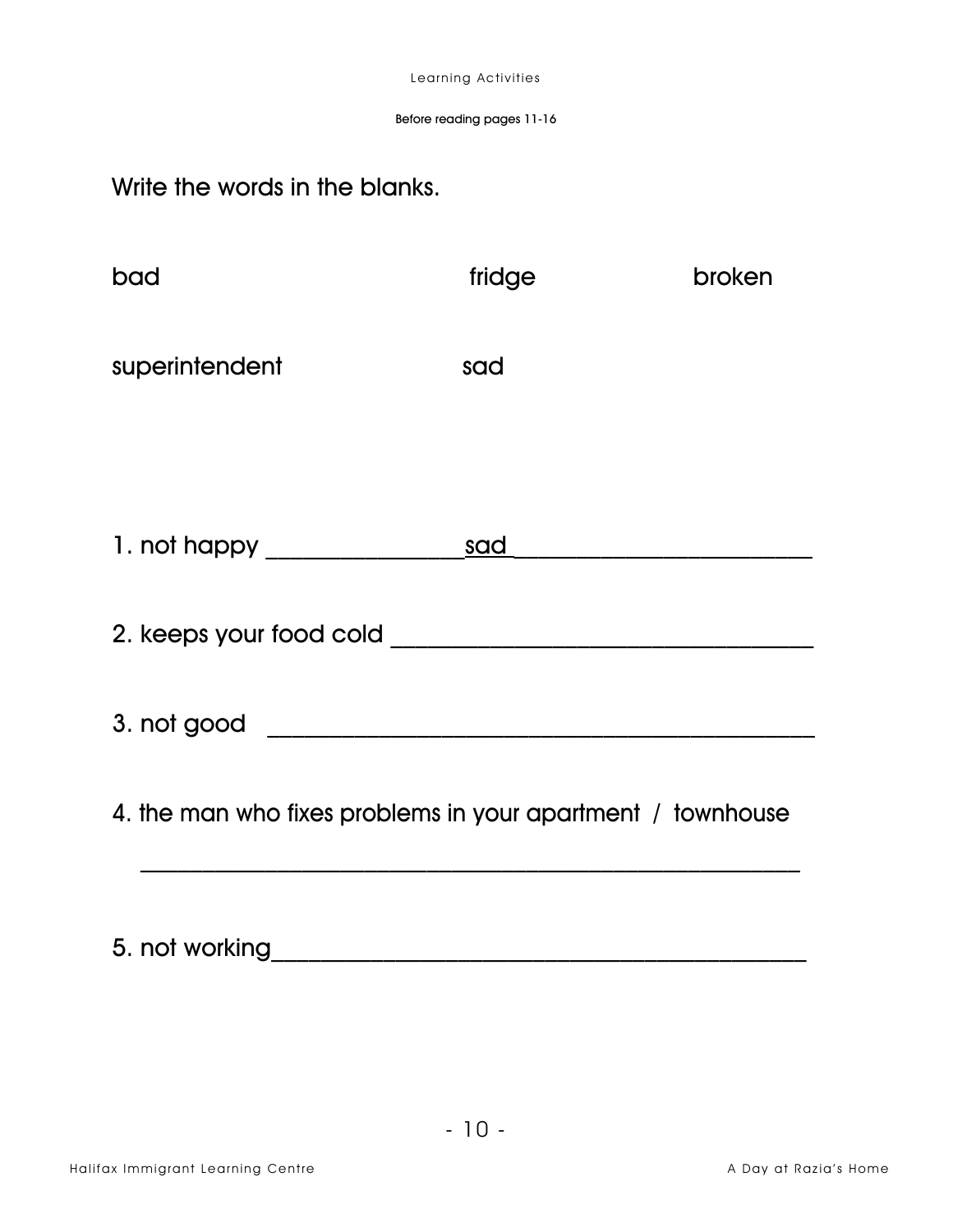Learning Activities

Before reading pages 11-16

Write the words in the blanks.

bad fridge broken

superintendent sad

1. not happy ________________sad__________________________

2. keeps your food cold ____________________________________

3. not good _____________________________________________

4. the man who fixes problems in your apartment / townhouse

_______________________________________________________

5. not working_____________________________________________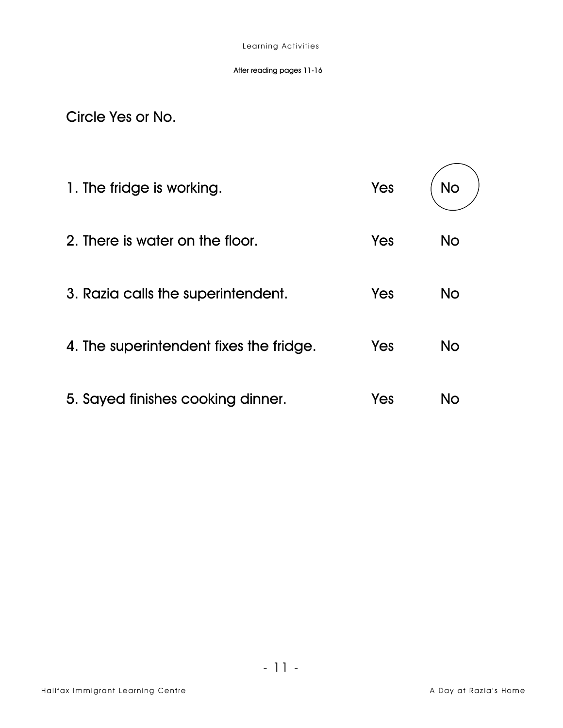Learning Activities

After reading pages 11-16

Circle Yes or No.

1. The fridge is working. Yes **(No)**

2. There is water on the floor. Yes No

3. Razia calls the superintendent. Yes No

4. The superintendent fixes the fridge. Yes No

5. Sayed finishes cooking dinner. Yes No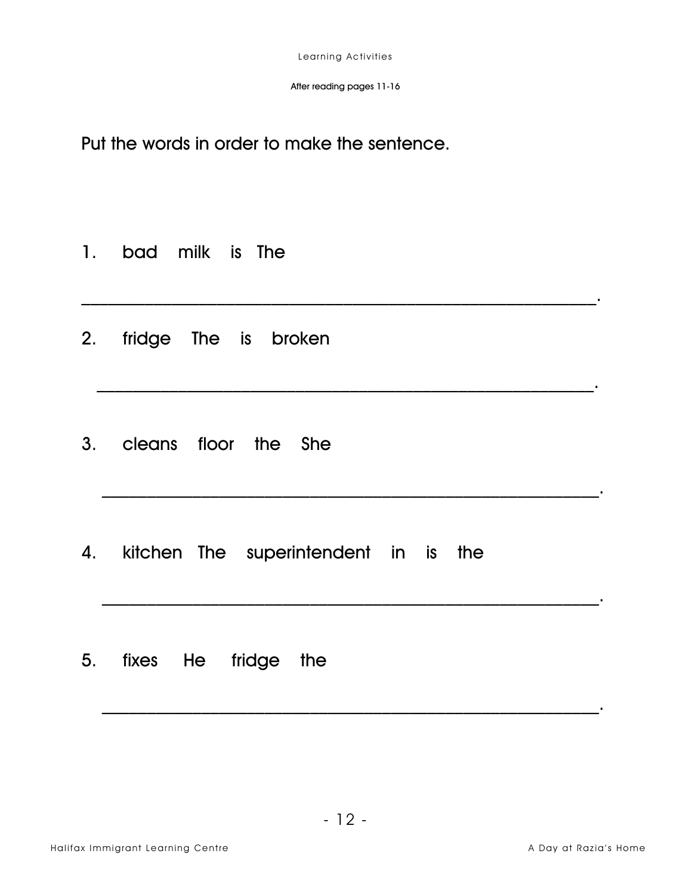Learning Activities

After reading pages 11-16

Put the words in order to make the sentence.

1. bad milk is The

______________________________________________________.

2. fridge The is broken

______________________________________________________.

3. cleans floor the She

______________________________________________________.

4. kitchen The superintendent in is the

______________________________________________________.

5. fixes He fridge the

______________________________________________________.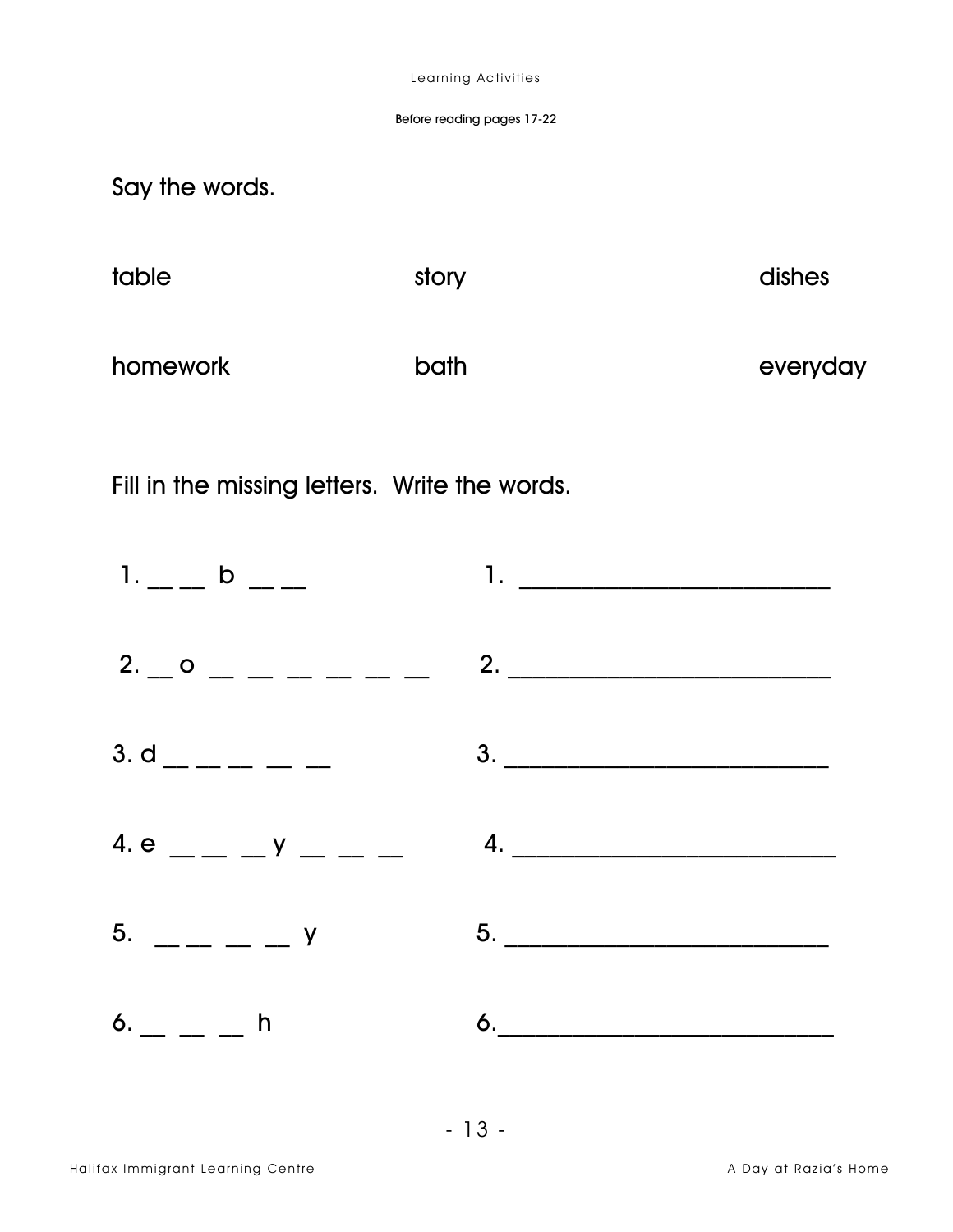Learning Activities

Before reading pages 17-22

Say the words.

| table | story | dishes |
|---|---|---|
| homework | bath | everyday |

Fill in the missing letters. Write the words.

1. __ __ b __ __ &nbsp;&nbsp;&nbsp;&nbsp; 1. ________________________

2. __ o __ __ __ __ __ __ &nbsp;&nbsp;&nbsp;&nbsp; 2. ________________________

3. d __ __ __ __ __ &nbsp;&nbsp;&nbsp;&nbsp; 3. ________________________

4. e __ __ __ y __ __ __ &nbsp;&nbsp;&nbsp;&nbsp; 4. ________________________

5. __ __ __ __ y &nbsp;&nbsp;&nbsp;&nbsp; 5. ________________________

6. __ __ __ h &nbsp;&nbsp;&nbsp;&nbsp; 6. ________________________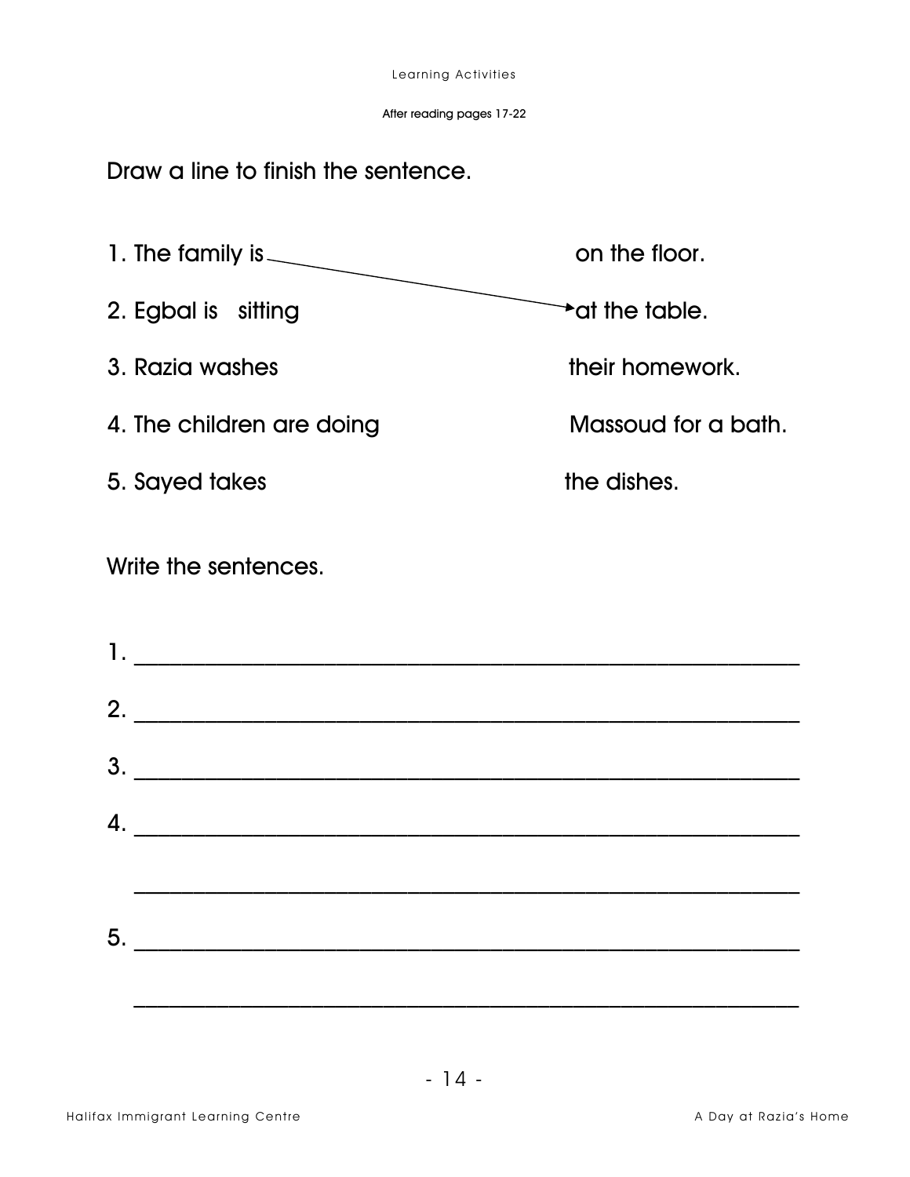Learning Activities

After reading pages 17-22

Draw a line to finish the sentence.

| | |
|---|---|
| 1. The family is | on the floor. |
| 2. Egbal is sitting | at the table. |
| 3. Razia washes | their homework. |
| 4. The children are doing | Massoud for a bath. |
| 5. Sayed takes | the dishes. |

Write the sentences.

1. ____________________________________________

2. ____________________________________________

3. ____________________________________________

4. ____________________________________________

____________________________________________

5. ____________________________________________

____________________________________________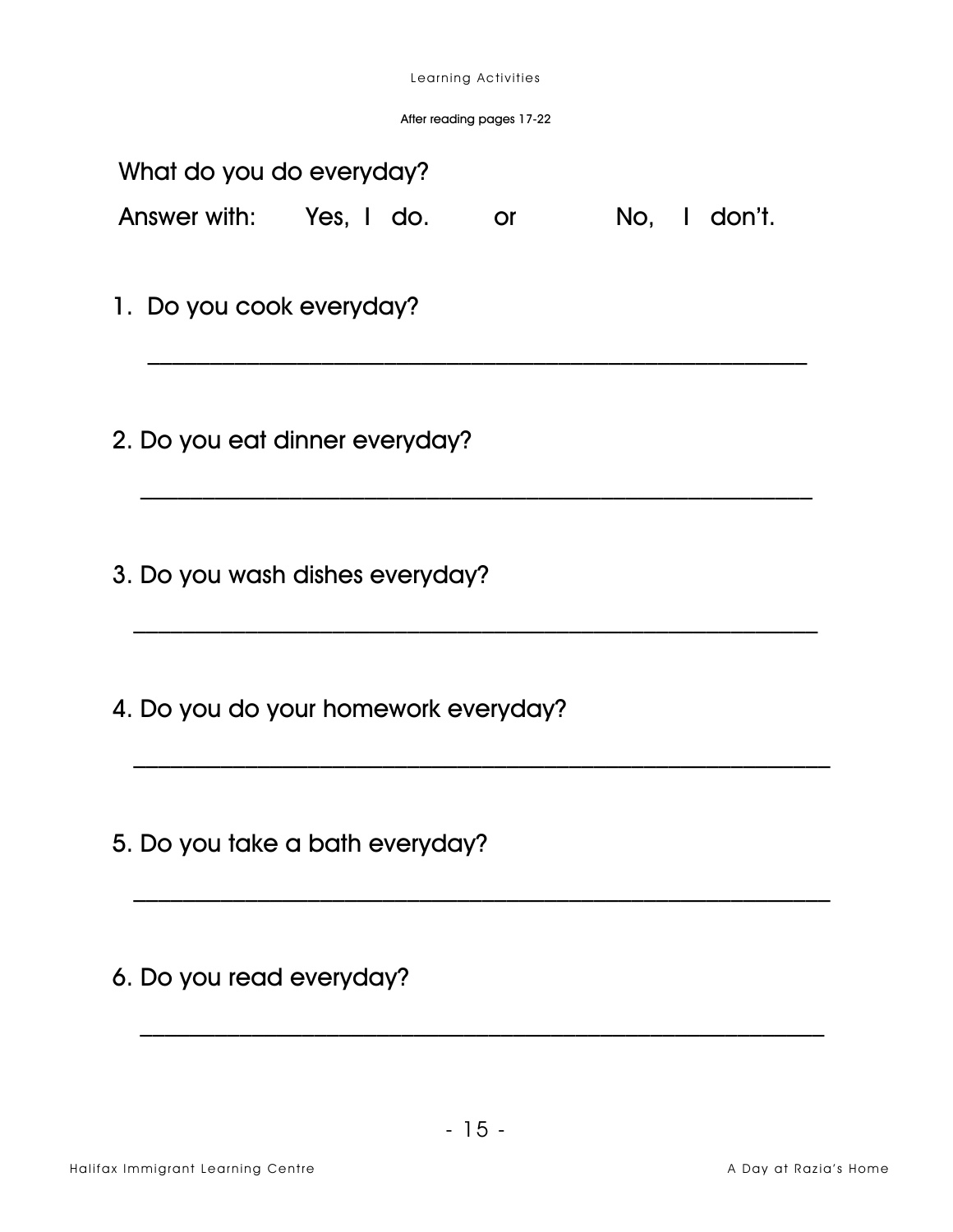Learning Activities

After reading pages 17-22

What do you do everyday?

Answer with: Yes, I do. or No, I don't.

1. Do you cook everyday?

_______________________________________________

2. Do you eat dinner everyday?

_______________________________________________

3. Do you wash dishes everyday?

_______________________________________________

4. Do you do your homework everyday?

_______________________________________________

5. Do you take a bath everyday?

_______________________________________________

6. Do you read everyday?

_______________________________________________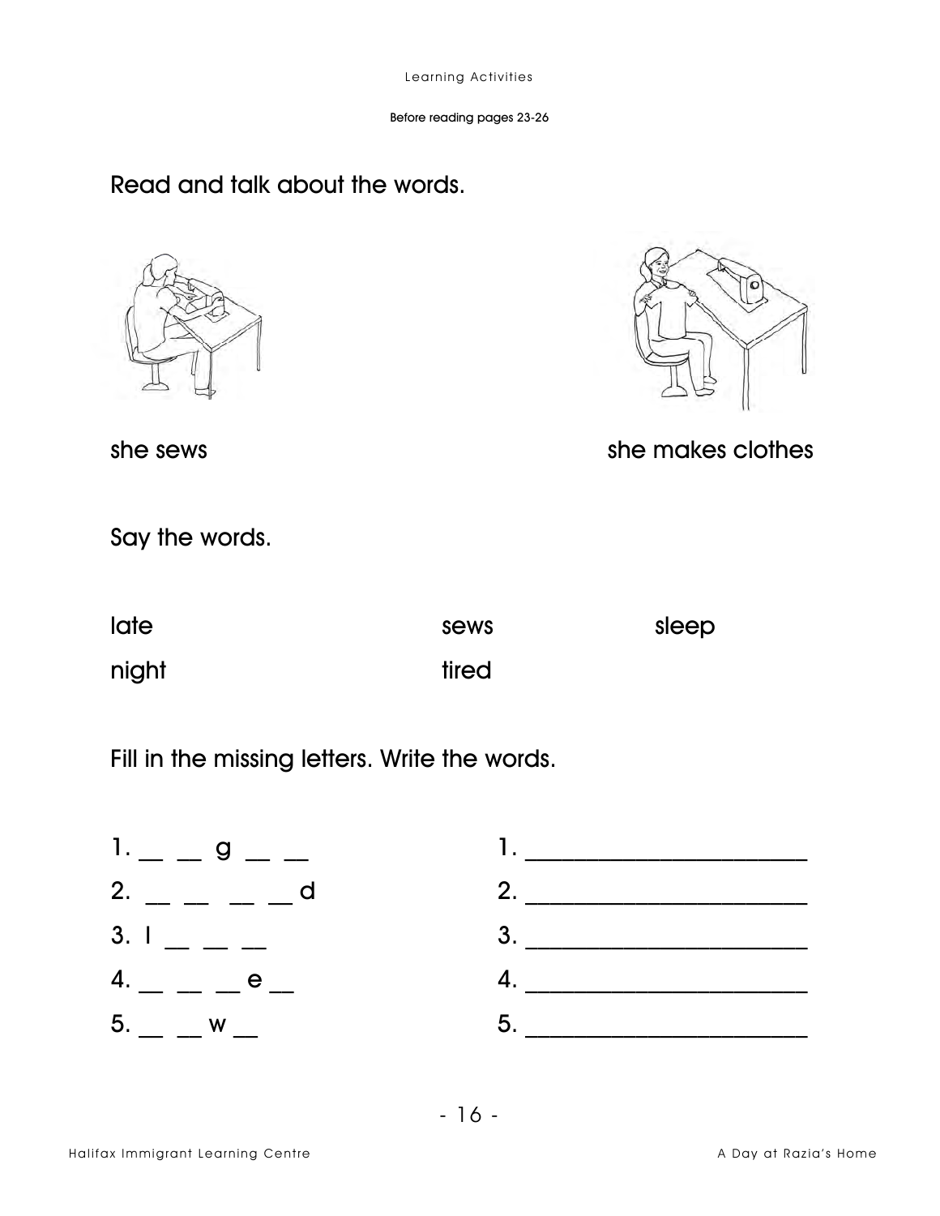Learning Activities

Before reading pages 23-26

## Read and talk about the words.

she sews

she makes clothes

## Say the words.

| late | sews | sleep |
|---|---|---|
| night | tired | |

## Fill in the missing letters. Write the words.

| | |
|---|---|
| 1. __ __ g __ __ | 1. ______________________ |
| 2. __ __ __ __ d | 2. ______________________ |
| 3. l __ __ __ | 3. ______________________ |
| 4. __ __ __ e __ | 4. ______________________ |
| 5. __ __ w __ | 5. ______________________ |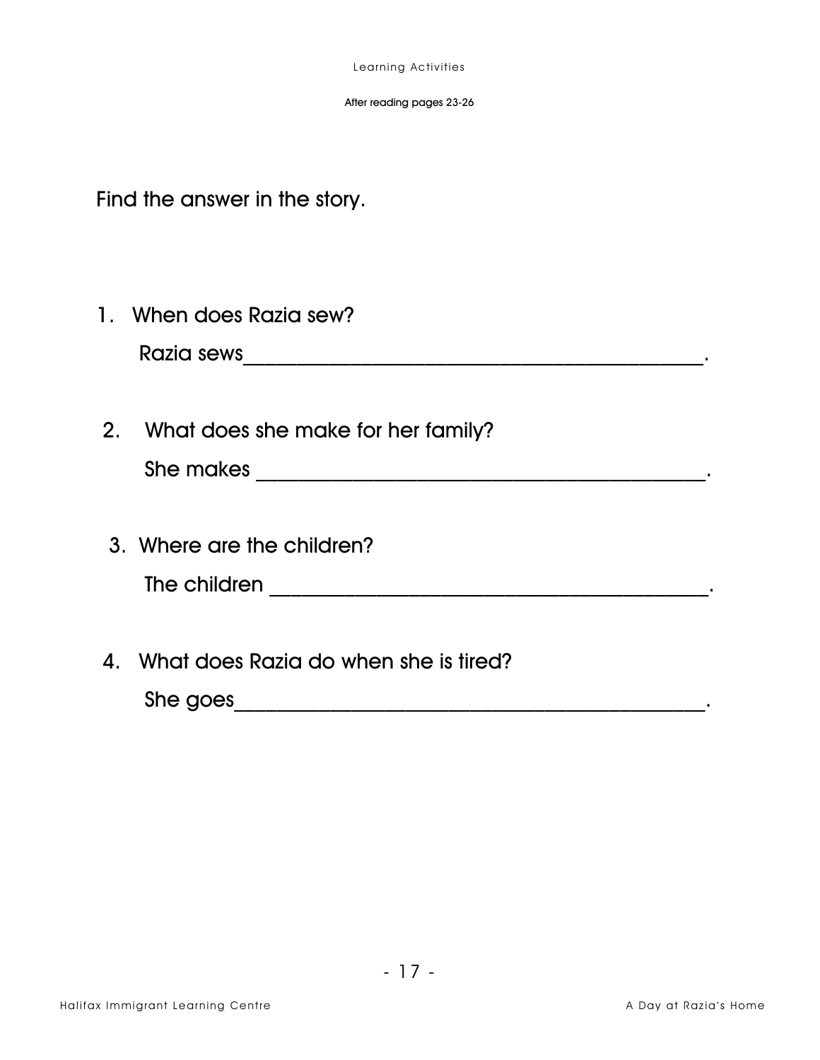Learning Activities

After reading pages 23-26

Find the answer in the story.

1. When does Razia sew?

   Razia sews_____________________________________________.

2. What does she make for her family?

   She makes ___________________________________________.

3. Where are the children?

   The children _________________________________________.

4. What does Razia do when she is tired?

   She goes_____________________________________________.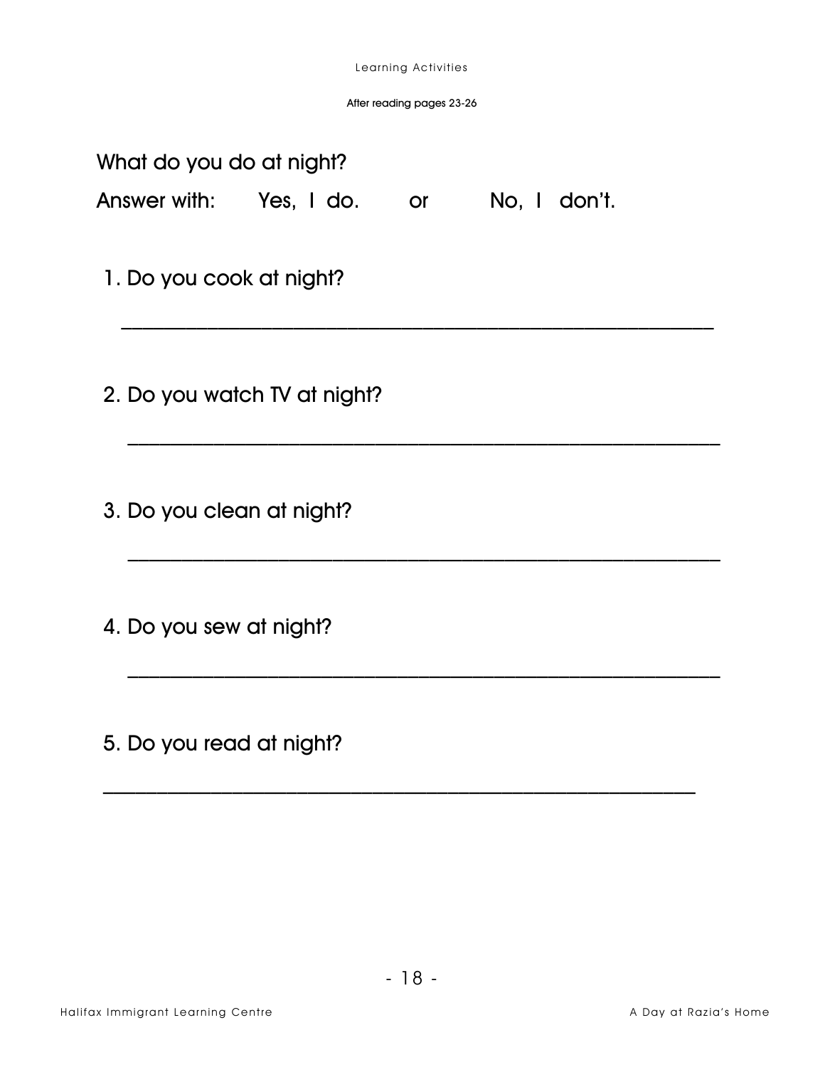Learning Activities

After reading pages 23-26

What do you do at night?

Answer with:   Yes, I do.   or   No, I don't.

1. Do you cook at night?

   ______________________________________________________

2. Do you watch TV at night?

   ______________________________________________________

3. Do you clean at night?

   ______________________________________________________

4. Do you sew at night?

   ______________________________________________________

5. Do you read at night?

   ______________________________________________________